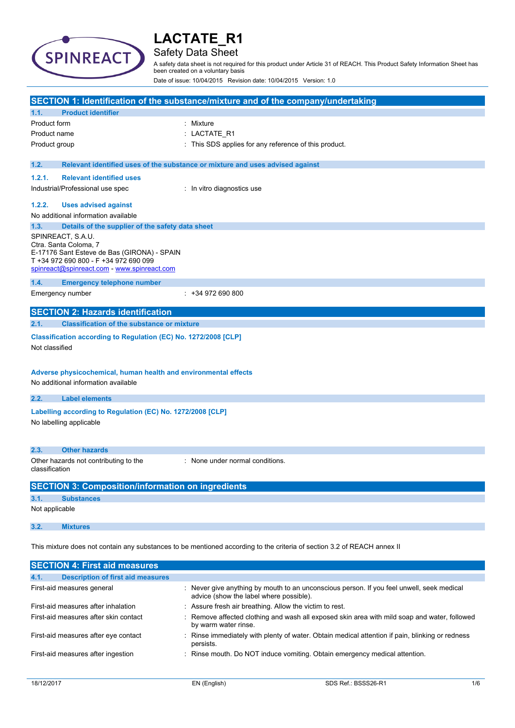# LACTATE_R1

## Safety Data Sheet

A safety data sheet is not required for this product under Article 31 of REACH. This Product Safety Information Sheet has been created on a voluntary basis

Date of issue: 10/04/2015 Revision date: 10/04/2015 Version: 1.0

## SECTION 1: Identification of the substance/mixture and of the company/undertaking

### 1.1. Product identifier

| | |
|---|---|
| Product form | : Mixture |
| Product name | : LACTATE_R1 |
| Product group | : This SDS applies for any reference of this product. |

### 1.2. Relevant identified uses of the substance or mixture and uses advised against

#### 1.2.1. Relevant identified uses

| | |
|---|---|
| Industrial/Professional use spec | : In vitro diagnostics use |

#### 1.2.2. Uses advised against

No additional information available

### 1.3. Details of the supplier of the safety data sheet

SPINREACT, S.A.U.
Ctra. Santa Coloma, 7
E-17176 Sant Esteve de Bas (GIRONA) - SPAIN
T +34 972 690 800 - F +34 972 690 099
spinreact@spinreact.com - www.spinreact.com

### 1.4. Emergency telephone number

| | |
|---|---|
| Emergency number | : +34 972 690 800 |

## SECTION 2: Hazards identification

### 2.1. Classification of the substance or mixture

**Classification according to Regulation (EC) No. 1272/2008 [CLP]**

Not classified

**Adverse physicochemical, human health and environmental effects**

No additional information available

### 2.2. Label elements

**Labelling according to Regulation (EC) No. 1272/2008 [CLP]**

No labelling applicable

### 2.3. Other hazards

| | |
|---|---|
| Other hazards not contributing to the classification | : None under normal conditions. |

## SECTION 3: Composition/information on ingredients

### 3.1. Substances

Not applicable

### 3.2. Mixtures

This mixture does not contain any substances to be mentioned according to the criteria of section 3.2 of REACH annex II

## SECTION 4: First aid measures

### 4.1. Description of first aid measures

| | |
|---|---|
| First-aid measures general | : Never give anything by mouth to an unconscious person. If you feel unwell, seek medical advice (show the label where possible). |
| First-aid measures after inhalation | : Assure fresh air breathing. Allow the victim to rest. |
| First-aid measures after skin contact | : Remove affected clothing and wash all exposed skin area with mild soap and water, followed by warm water rinse. |
| First-aid measures after eye contact | : Rinse immediately with plenty of water. Obtain medical attention if pain, blinking or redness persists. |
| First-aid measures after ingestion | : Rinse mouth. Do NOT induce vomiting. Obtain emergency medical attention. |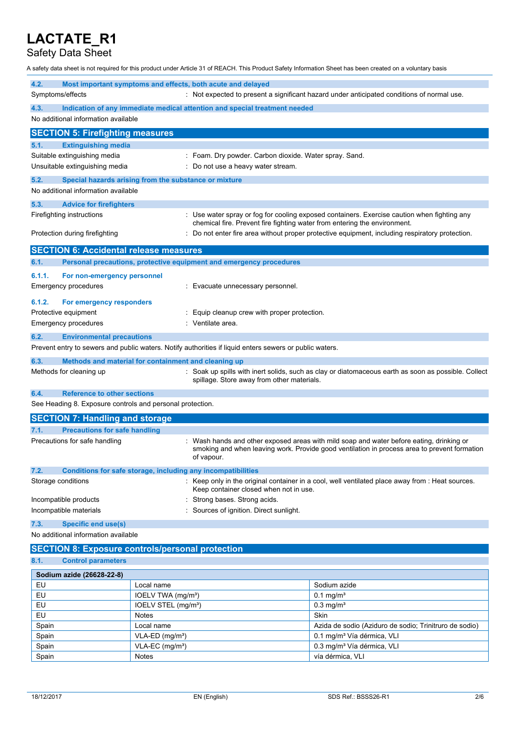**4.2. Most important symptoms and effects, both acute and delayed**

Symptoms/effects : Not expected to present a significant hazard under anticipated conditions of normal use.

**4.3. Indication of any immediate medical attention and special treatment needed**

No additional information available

## SECTION 5: Firefighting measures

**5.1. Extinguishing media**

Suitable extinguishing media : Foam. Dry powder. Carbon dioxide. Water spray. Sand.

Unsuitable extinguishing media : Do not use a heavy water stream.

**5.2. Special hazards arising from the substance or mixture**

No additional information available

**5.3. Advice for firefighters**

Firefighting instructions : Use water spray or fog for cooling exposed containers. Exercise caution when fighting any chemical fire. Prevent fire fighting water from entering the environment.

Protection during firefighting : Do not enter fire area without proper protective equipment, including respiratory protection.

## SECTION 6: Accidental release measures

**6.1. Personal precautions, protective equipment and emergency procedures**

**6.1.1. For non-emergency personnel**

Emergency procedures : Evacuate unnecessary personnel.

**6.1.2. For emergency responders**

Protective equipment : Equip cleanup crew with proper protection.

Emergency procedures : Ventilate area.

**6.2. Environmental precautions**

Prevent entry to sewers and public waters. Notify authorities if liquid enters sewers or public waters.

**6.3. Methods and material for containment and cleaning up**

Methods for cleaning up : Soak up spills with inert solids, such as clay or diatomaceous earth as soon as possible. Collect spillage. Store away from other materials.

**6.4. Reference to other sections**

See Heading 8. Exposure controls and personal protection.

## SECTION 7: Handling and storage

**7.1. Precautions for safe handling**

Precautions for safe handling : Wash hands and other exposed areas with mild soap and water before eating, drinking or smoking and when leaving work. Provide good ventilation in process area to prevent formation of vapour.

**7.2. Conditions for safe storage, including any incompatibilities**

Storage conditions : Keep only in the original container in a cool, well ventilated place away from : Heat sources. Keep container closed when not in use.

Incompatible products : Strong bases. Strong acids.

Incompatible materials : Sources of ignition. Direct sunlight.

**7.3. Specific end use(s)**

No additional information available

## SECTION 8: Exposure controls/personal protection

**8.1. Control parameters**

| Sodium azide (26628-22-8) | | |
|---|---|---|
| EU | Local name | Sodium azide |
| EU | IOELV TWA (mg/m³) | 0.1 mg/m³ |
| EU | IOELV STEL (mg/m³) | 0.3 mg/m³ |
| EU | Notes | Skin |
| Spain | Local name | Azida de sodio (Aziduro de sodio; Trinitruro de sodio) |
| Spain | VLA-ED (mg/m³) | 0.1 mg/m³ Vía dérmica, VLI |
| Spain | VLA-EC (mg/m³) | 0.3 mg/m³ Vía dérmica, VLI |
| Spain | Notes | vía dérmica, VLI |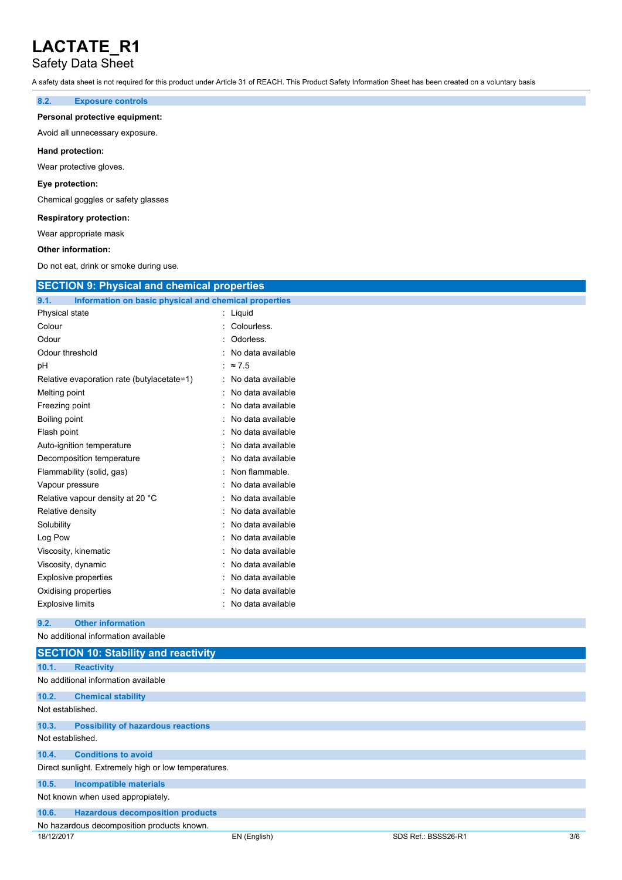### 8.2. Exposure controls

**Personal protective equipment:**

Avoid all unnecessary exposure.

**Hand protection:**

Wear protective gloves.

**Eye protection:**

Chemical goggles or safety glasses

**Respiratory protection:**

Wear appropriate mask

**Other information:**

Do not eat, drink or smoke during use.

## SECTION 9: Physical and chemical properties

### 9.1. Information on basic physical and chemical properties

| Property | Value |
|---|---|
| Physical state | Liquid |
| Colour | Colourless. |
| Odour | Odorless. |
| Odour threshold | No data available |
| pH | ≈ 7.5 |
| Relative evaporation rate (butylacetate=1) | No data available |
| Melting point | No data available |
| Freezing point | No data available |
| Boiling point | No data available |
| Flash point | No data available |
| Auto-ignition temperature | No data available |
| Decomposition temperature | No data available |
| Flammability (solid, gas) | Non flammable. |
| Vapour pressure | No data available |
| Relative vapour density at 20 °C | No data available |
| Relative density | No data available |
| Solubility | No data available |
| Log Pow | No data available |
| Viscosity, kinematic | No data available |
| Viscosity, dynamic | No data available |
| Explosive properties | No data available |
| Oxidising properties | No data available |
| Explosive limits | No data available |

### 9.2. Other information

No additional information available

## SECTION 10: Stability and reactivity

### 10.1. Reactivity

No additional information available

### 10.2. Chemical stability

Not established.

### 10.3. Possibility of hazardous reactions

Not established.

### 10.4. Conditions to avoid

Direct sunlight. Extremely high or low temperatures.

### 10.5. Incompatible materials

Not known when used appropiately.

### 10.6. Hazardous decomposition products

No hazardous decomposition products known.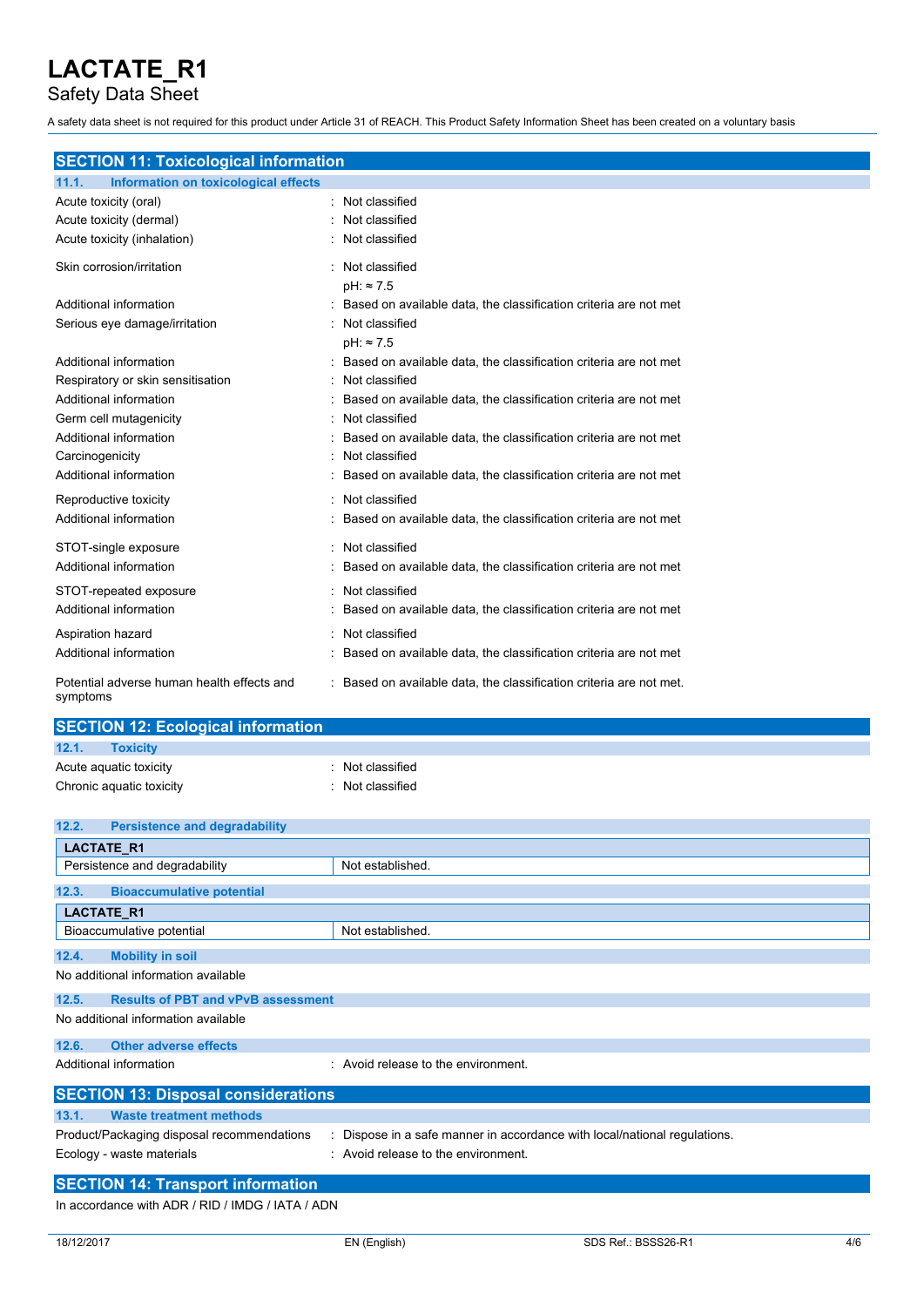# LACTATE_R1

Safety Data Sheet

A safety data sheet is not required for this product under Article 31 of REACH. This Product Safety Information Sheet has been created on a voluntary basis

## SECTION 11: Toxicological information

### 11.1. Information on toxicological effects

| | |
|---|---|
| Acute toxicity (oral) | : Not classified |
| Acute toxicity (dermal) | : Not classified |
| Acute toxicity (inhalation) | : Not classified |
| Skin corrosion/irritation | : Not classified<br>pH: ≈ 7.5 |
| Additional information | : Based on available data, the classification criteria are not met |
| Serious eye damage/irritation | : Not classified<br>pH: ≈ 7.5 |
| Additional information | : Based on available data, the classification criteria are not met |
| Respiratory or skin sensitisation | : Not classified |
| Additional information | : Based on available data, the classification criteria are not met |
| Germ cell mutagenicity | : Not classified |
| Additional information | : Based on available data, the classification criteria are not met |
| Carcinogenicity | : Not classified |
| Additional information | : Based on available data, the classification criteria are not met |
| Reproductive toxicity | : Not classified |
| Additional information | : Based on available data, the classification criteria are not met |
| STOT-single exposure | : Not classified |
| Additional information | : Based on available data, the classification criteria are not met |
| STOT-repeated exposure | : Not classified |
| Additional information | : Based on available data, the classification criteria are not met |
| Aspiration hazard | : Not classified |
| Additional information | : Based on available data, the classification criteria are not met |
| Potential adverse human health effects and symptoms | : Based on available data, the classification criteria are not met. |

## SECTION 12: Ecological information

### 12.1. Toxicity

| | |
|---|---|
| Acute aquatic toxicity | : Not classified |
| Chronic aquatic toxicity | : Not classified |

### 12.2. Persistence and degradability

| LACTATE_R1 | |
|---|---|
| Persistence and degradability | Not established. |

### 12.3. Bioaccumulative potential

| LACTATE_R1 | |
|---|---|
| Bioaccumulative potential | Not established. |

### 12.4. Mobility in soil

No additional information available

### 12.5. Results of PBT and vPvB assessment

No additional information available

### 12.6. Other adverse effects

| | |
|---|---|
| Additional information | : Avoid release to the environment. |

## SECTION 13: Disposal considerations

### 13.1. Waste treatment methods

| | |
|---|---|
| Product/Packaging disposal recommendations | : Dispose in a safe manner in accordance with local/national regulations. |
| Ecology - waste materials | : Avoid release to the environment. |

## SECTION 14: Transport information

In accordance with ADR / RID / IMDG / IATA / ADN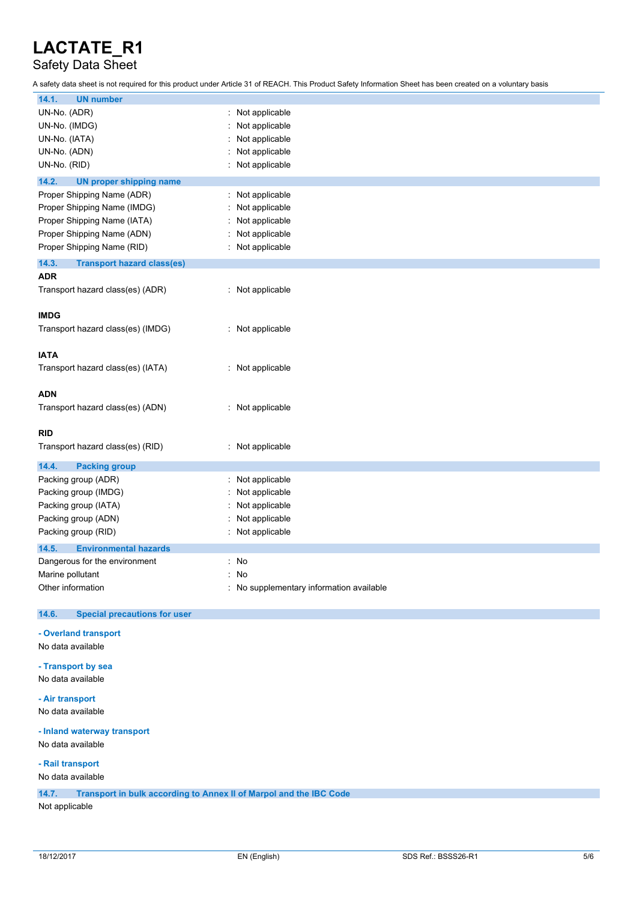### 14.1. UN number

UN-No. (ADR) : Not applicable
UN-No. (IMDG) : Not applicable
UN-No. (IATA) : Not applicable
UN-No. (ADN) : Not applicable
UN-No. (RID) : Not applicable

### 14.2. UN proper shipping name

Proper Shipping Name (ADR) : Not applicable
Proper Shipping Name (IMDG) : Not applicable
Proper Shipping Name (IATA) : Not applicable
Proper Shipping Name (ADN) : Not applicable
Proper Shipping Name (RID) : Not applicable

### 14.3. Transport hazard class(es)

**ADR**

Transport hazard class(es) (ADR) : Not applicable

**IMDG**

Transport hazard class(es) (IMDG) : Not applicable

**IATA**

Transport hazard class(es) (IATA) : Not applicable

**ADN**

Transport hazard class(es) (ADN) : Not applicable

**RID**

Transport hazard class(es) (RID) : Not applicable

### 14.4. Packing group

Packing group (ADR) : Not applicable
Packing group (IMDG) : Not applicable
Packing group (IATA) : Not applicable
Packing group (ADN) : Not applicable
Packing group (RID) : Not applicable

### 14.5. Environmental hazards

Dangerous for the environment : No
Marine pollutant : No
Other information : No supplementary information available

### 14.6. Special precautions for user

**- Overland transport**

No data available

**- Transport by sea**

No data available

**- Air transport**

No data available

**- Inland waterway transport**

No data available

**- Rail transport**

No data available

### 14.7. Transport in bulk according to Annex II of Marpol and the IBC Code

Not applicable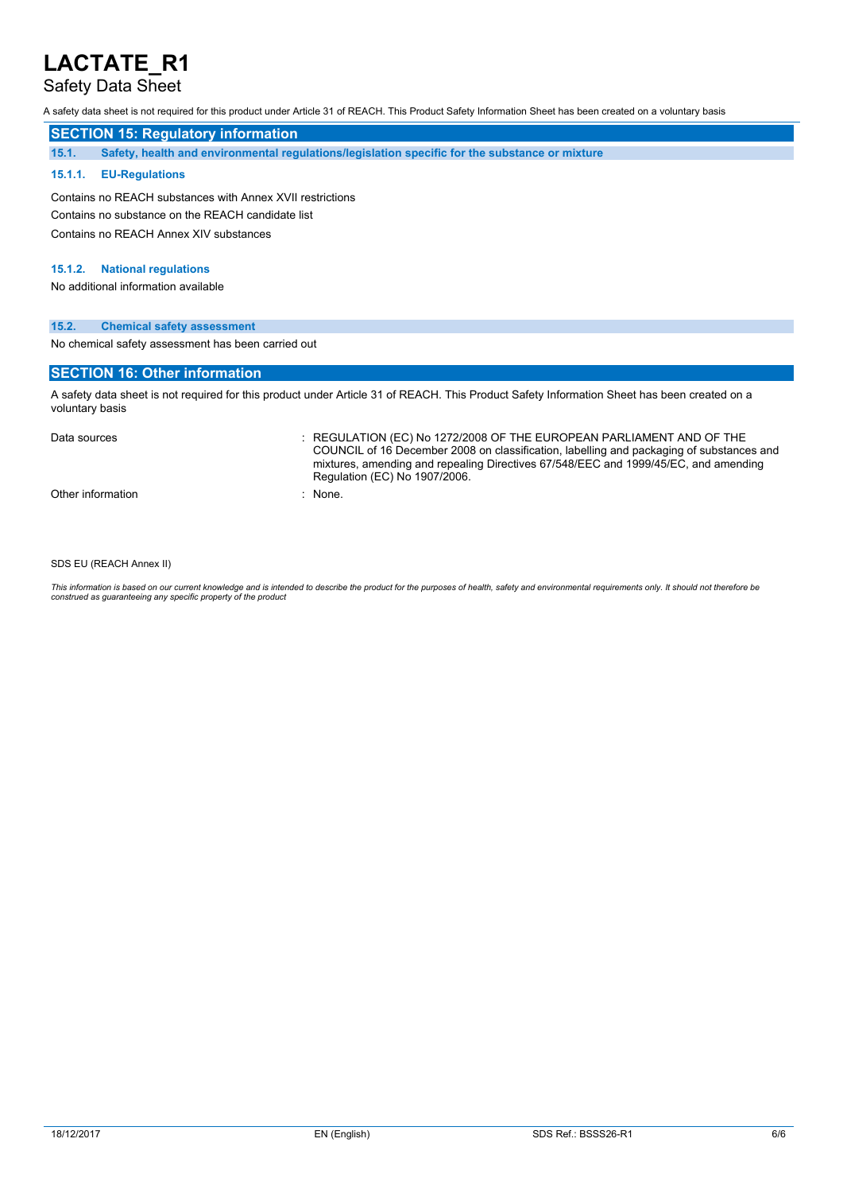# LACTATE_R1

Safety Data Sheet

A safety data sheet is not required for this product under Article 31 of REACH. This Product Safety Information Sheet has been created on a voluntary basis

## SECTION 15: Regulatory information

### 15.1. Safety, health and environmental regulations/legislation specific for the substance or mixture

#### 15.1.1. EU-Regulations

Contains no REACH substances with Annex XVII restrictions

Contains no substance on the REACH candidate list

Contains no REACH Annex XIV substances

#### 15.1.2. National regulations

No additional information available

### 15.2. Chemical safety assessment

No chemical safety assessment has been carried out

## SECTION 16: Other information

A safety data sheet is not required for this product under Article 31 of REACH. This Product Safety Information Sheet has been created on a voluntary basis

| | |
|---|---|
| Data sources | : REGULATION (EC) No 1272/2008 OF THE EUROPEAN PARLIAMENT AND OF THE COUNCIL of 16 December 2008 on classification, labelling and packaging of substances and mixtures, amending and repealing Directives 67/548/EEC and 1999/45/EC, and amending Regulation (EC) No 1907/2006. |
| Other information | : None. |

SDS EU (REACH Annex II)

*This information is based on our current knowledge and is intended to describe the product for the purposes of health, safety and environmental requirements only. It should not therefore be construed as guaranteeing any specific property of the product*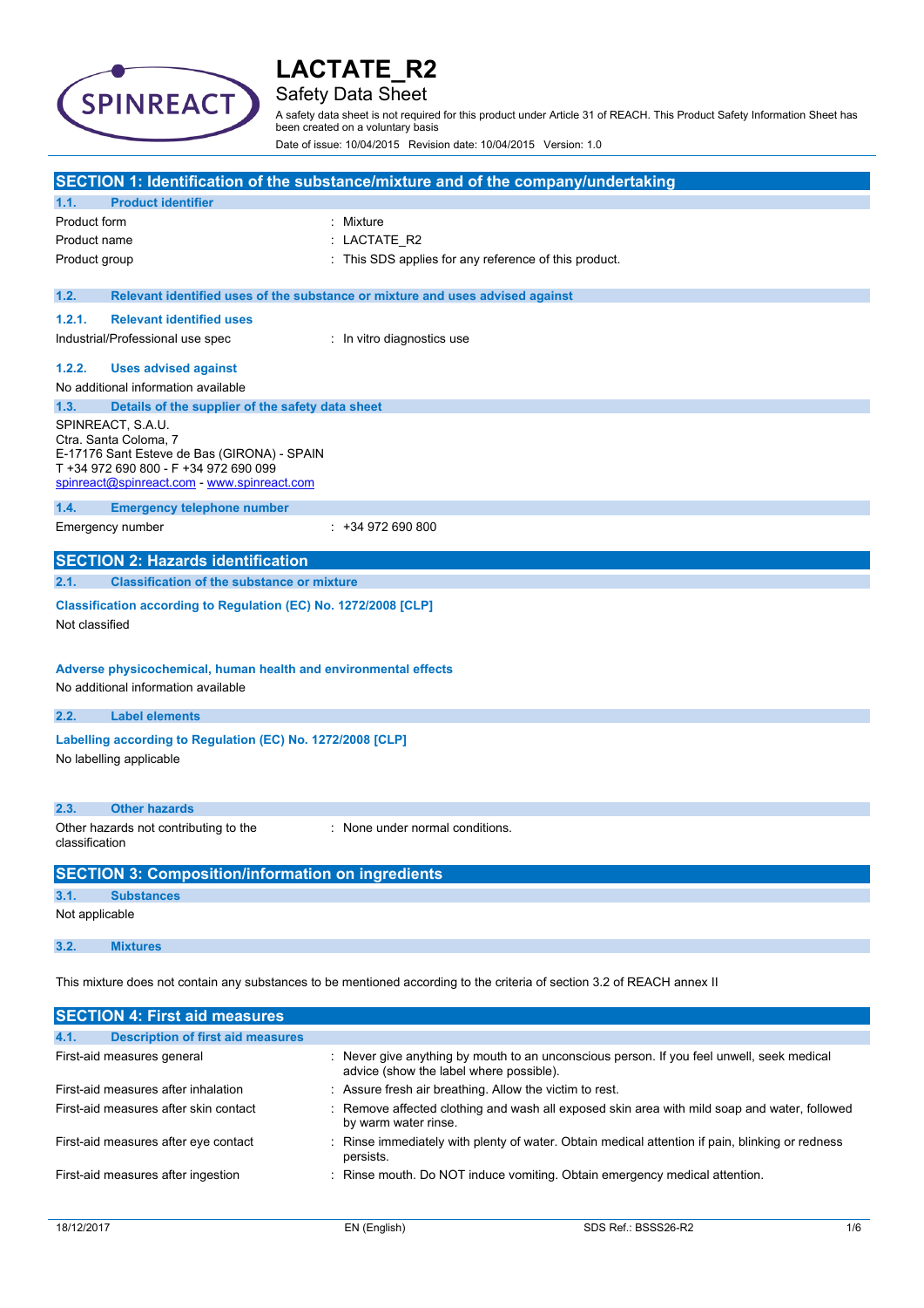# LACTATE_R2

## Safety Data Sheet

A safety data sheet is not required for this product under Article 31 of REACH. This Product Safety Information Sheet has been created on a voluntary basis

Date of issue: 10/04/2015 Revision date: 10/04/2015 Version: 1.0

## SECTION 1: Identification of the substance/mixture and of the company/undertaking

### 1.1. Product identifier

| | |
|---|---|
| Product form | : Mixture |
| Product name | : LACTATE_R2 |
| Product group | : This SDS applies for any reference of this product. |

### 1.2. Relevant identified uses of the substance or mixture and uses advised against

#### 1.2.1. Relevant identified uses

| | |
|---|---|
| Industrial/Professional use spec | : In vitro diagnostics use |

#### 1.2.2. Uses advised against

No additional information available

### 1.3. Details of the supplier of the safety data sheet

SPINREACT, S.A.U.
Ctra. Santa Coloma, 7
E-17176 Sant Esteve de Bas (GIRONA) - SPAIN
T +34 972 690 800 - F +34 972 690 099
spinreact@spinreact.com - www.spinreact.com

### 1.4. Emergency telephone number

| | |
|---|---|
| Emergency number | : +34 972 690 800 |

## SECTION 2: Hazards identification

### 2.1. Classification of the substance or mixture

**Classification according to Regulation (EC) No. 1272/2008 [CLP]**

Not classified

**Adverse physicochemical, human health and environmental effects**

No additional information available

### 2.2. Label elements

**Labelling according to Regulation (EC) No. 1272/2008 [CLP]**

No labelling applicable

### 2.3. Other hazards

| | |
|---|---|
| Other hazards not contributing to the classification | : None under normal conditions. |

## SECTION 3: Composition/information on ingredients

### 3.1. Substances

Not applicable

### 3.2. Mixtures

This mixture does not contain any substances to be mentioned according to the criteria of section 3.2 of REACH annex II

## SECTION 4: First aid measures

### 4.1. Description of first aid measures

| | |
|---|---|
| First-aid measures general | : Never give anything by mouth to an unconscious person. If you feel unwell, seek medical advice (show the label where possible). |
| First-aid measures after inhalation | : Assure fresh air breathing. Allow the victim to rest. |
| First-aid measures after skin contact | : Remove affected clothing and wash all exposed skin area with mild soap and water, followed by warm water rinse. |
| First-aid measures after eye contact | : Rinse immediately with plenty of water. Obtain medical attention if pain, blinking or redness persists. |
| First-aid measures after ingestion | : Rinse mouth. Do NOT induce vomiting. Obtain emergency medical attention. |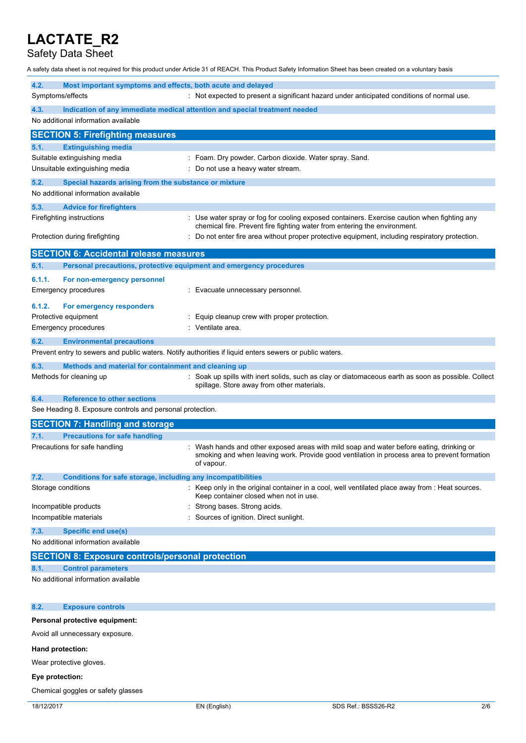| | |
|---|---|
| **4.2. Most important symptoms and effects, both acute and delayed** | |
| Symptoms/effects | : Not expected to present a significant hazard under anticipated conditions of normal use. |

**4.3. Indication of any immediate medical attention and special treatment needed**

No additional information available

## SECTION 5: Firefighting measures

**5.1. Extinguishing media**

| | |
|---|---|
| Suitable extinguishing media | : Foam. Dry powder. Carbon dioxide. Water spray. Sand. |
| Unsuitable extinguishing media | : Do not use a heavy water stream. |

**5.2. Special hazards arising from the substance or mixture**

No additional information available

**5.3. Advice for firefighters**

| | |
|---|---|
| Firefighting instructions | : Use water spray or fog for cooling exposed containers. Exercise caution when fighting any chemical fire. Prevent fire fighting water from entering the environment. |
| Protection during firefighting | : Do not enter fire area without proper protective equipment, including respiratory protection. |

## SECTION 6: Accidental release measures

**6.1. Personal precautions, protective equipment and emergency procedures**

**6.1.1. For non-emergency personnel**

| | |
|---|---|
| Emergency procedures | : Evacuate unnecessary personnel. |

**6.1.2. For emergency responders**

| | |
|---|---|
| Protective equipment | : Equip cleanup crew with proper protection. |
| Emergency procedures | : Ventilate area. |

**6.2. Environmental precautions**

Prevent entry to sewers and public waters. Notify authorities if liquid enters sewers or public waters.

**6.3. Methods and material for containment and cleaning up**

| | |
|---|---|
| Methods for cleaning up | : Soak up spills with inert solids, such as clay or diatomaceous earth as soon as possible. Collect spillage. Store away from other materials. |

**6.4. Reference to other sections**

See Heading 8. Exposure controls and personal protection.

## SECTION 7: Handling and storage

**7.1. Precautions for safe handling**

| | |
|---|---|
| Precautions for safe handling | : Wash hands and other exposed areas with mild soap and water before eating, drinking or smoking and when leaving work. Provide good ventilation in process area to prevent formation of vapour. |

**7.2. Conditions for safe storage, including any incompatibilities**

| | |
|---|---|
| Storage conditions | : Keep only in the original container in a cool, well ventilated place away from : Heat sources. Keep container closed when not in use. |
| Incompatible products | : Strong bases. Strong acids. |
| Incompatible materials | : Sources of ignition. Direct sunlight. |

**7.3. Specific end use(s)**

No additional information available

## SECTION 8: Exposure controls/personal protection

**8.1. Control parameters**

No additional information available

**8.2. Exposure controls**

**Personal protective equipment:**

Avoid all unnecessary exposure.

**Hand protection:**

Wear protective gloves.

**Eye protection:**

Chemical goggles or safety glasses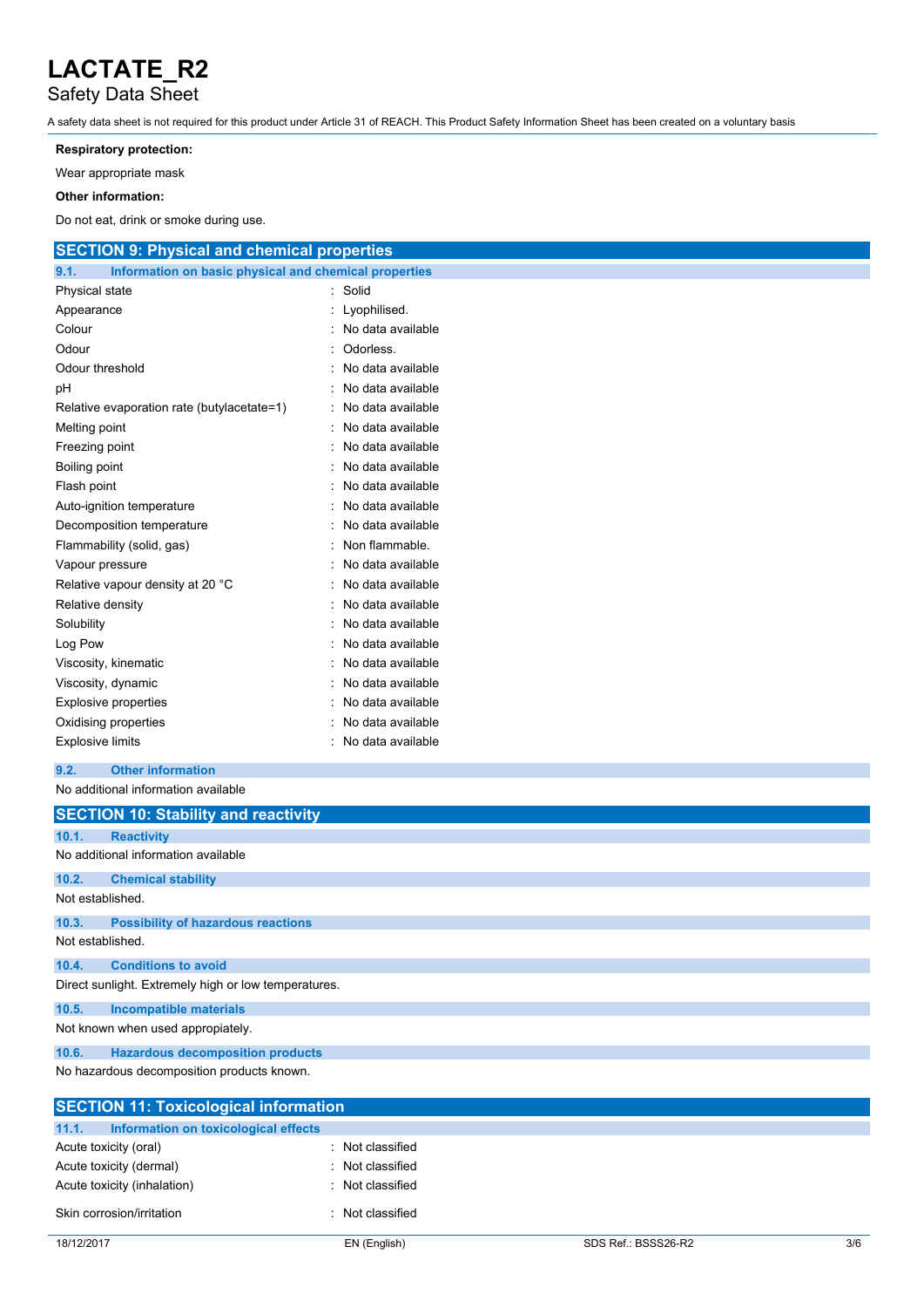**Respiratory protection:**

Wear appropriate mask

**Other information:**

Do not eat, drink or smoke during use.

## SECTION 9: Physical and chemical properties

### 9.1. Information on basic physical and chemical properties

| | |
|---|---|
| Physical state | : Solid |
| Appearance | : Lyophilised. |
| Colour | : No data available |
| Odour | : Odorless. |
| Odour threshold | : No data available |
| pH | : No data available |
| Relative evaporation rate (butylacetate=1) | : No data available |
| Melting point | : No data available |
| Freezing point | : No data available |
| Boiling point | : No data available |
| Flash point | : No data available |
| Auto-ignition temperature | : No data available |
| Decomposition temperature | : No data available |
| Flammability (solid, gas) | : Non flammable. |
| Vapour pressure | : No data available |
| Relative vapour density at 20 °C | : No data available |
| Relative density | : No data available |
| Solubility | : No data available |
| Log Pow | : No data available |
| Viscosity, kinematic | : No data available |
| Viscosity, dynamic | : No data available |
| Explosive properties | : No data available |
| Oxidising properties | : No data available |
| Explosive limits | : No data available |

### 9.2. Other information

No additional information available

## SECTION 10: Stability and reactivity

### 10.1. Reactivity

No additional information available

### 10.2. Chemical stability

Not established.

### 10.3. Possibility of hazardous reactions

Not established.

### 10.4. Conditions to avoid

Direct sunlight. Extremely high or low temperatures.

### 10.5. Incompatible materials

Not known when used appropiately.

### 10.6. Hazardous decomposition products

No hazardous decomposition products known.

## SECTION 11: Toxicological information

### 11.1. Information on toxicological effects

| | |
|---|---|
| Acute toxicity (oral) | : Not classified |
| Acute toxicity (dermal) | : Not classified |
| Acute toxicity (inhalation) | : Not classified |
| Skin corrosion/irritation | : Not classified |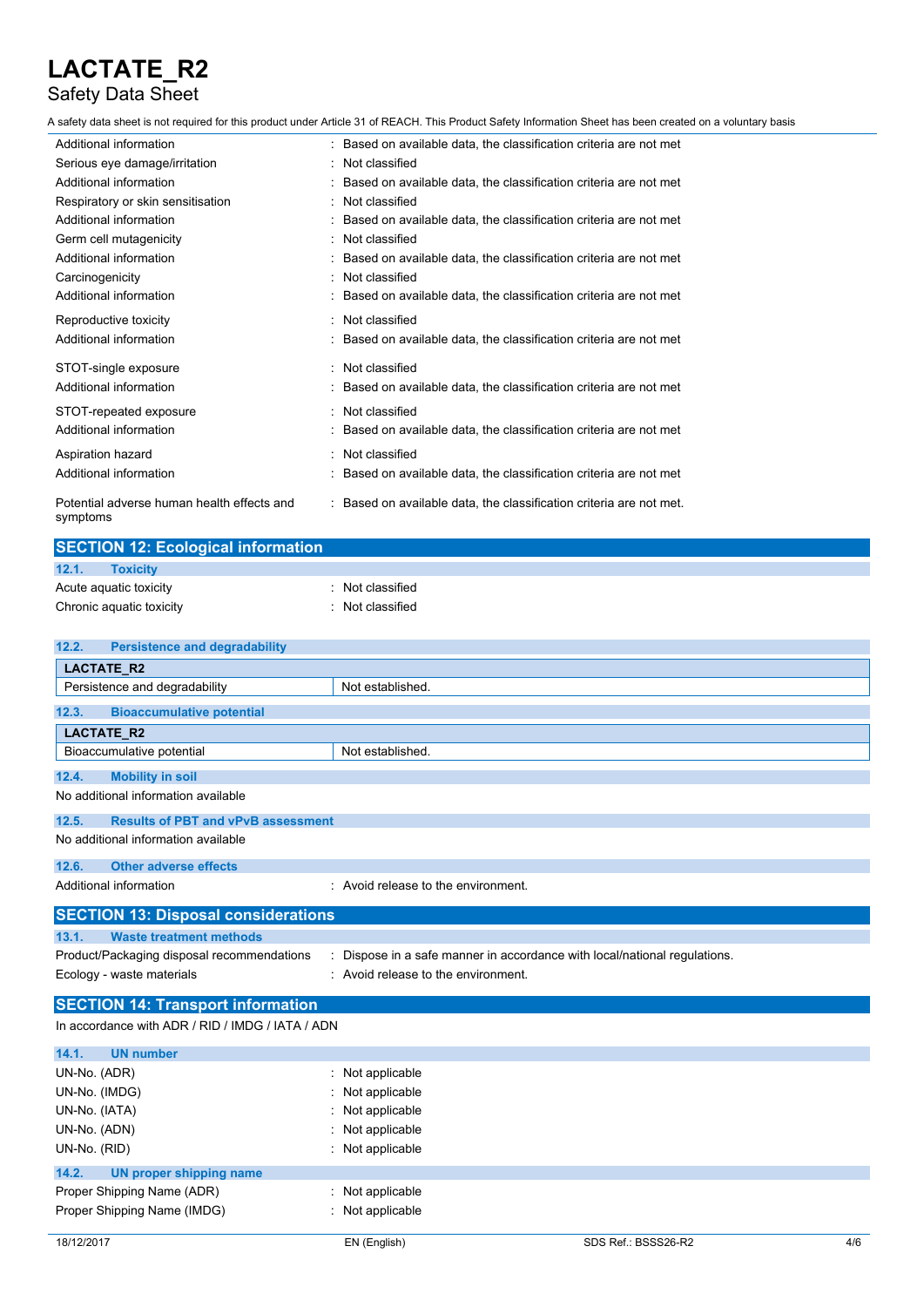| | |
|---|---|
| Additional information | : Based on available data, the classification criteria are not met |
| Serious eye damage/irritation | : Not classified |
| Additional information | : Based on available data, the classification criteria are not met |
| Respiratory or skin sensitisation | : Not classified |
| Additional information | : Based on available data, the classification criteria are not met |
| Germ cell mutagenicity | : Not classified |
| Additional information | : Based on available data, the classification criteria are not met |
| Carcinogenicity | : Not classified |
| Additional information | : Based on available data, the classification criteria are not met |
| Reproductive toxicity | : Not classified |
| Additional information | : Based on available data, the classification criteria are not met |
| STOT-single exposure | : Not classified |
| Additional information | : Based on available data, the classification criteria are not met |
| STOT-repeated exposure | : Not classified |
| Additional information | : Based on available data, the classification criteria are not met |
| Aspiration hazard | : Not classified |
| Additional information | : Based on available data, the classification criteria are not met |
| Potential adverse human health effects and symptoms | : Based on available data, the classification criteria are not met. |

## SECTION 12: Ecological information

### 12.1. Toxicity

| | |
|---|---|
| Acute aquatic toxicity | : Not classified |
| Chronic aquatic toxicity | : Not classified |

### 12.2. Persistence and degradability

| LACTATE_R2 | |
|---|---|
| Persistence and degradability | Not established. |

### 12.3. Bioaccumulative potential

| LACTATE_R2 | |
|---|---|
| Bioaccumulative potential | Not established. |

### 12.4. Mobility in soil

No additional information available

### 12.5. Results of PBT and vPvB assessment

No additional information available

### 12.6. Other adverse effects

| | |
|---|---|
| Additional information | : Avoid release to the environment. |

## SECTION 13: Disposal considerations

### 13.1. Waste treatment methods

| | |
|---|---|
| Product/Packaging disposal recommendations | : Dispose in a safe manner in accordance with local/national regulations. |
| Ecology - waste materials | : Avoid release to the environment. |

## SECTION 14: Transport information

In accordance with ADR / RID / IMDG / IATA / ADN

### 14.1. UN number

| | |
|---|---|
| UN-No. (ADR) | : Not applicable |
| UN-No. (IMDG) | : Not applicable |
| UN-No. (IATA) | : Not applicable |
| UN-No. (ADN) | : Not applicable |
| UN-No. (RID) | : Not applicable |

### 14.2. UN proper shipping name

| | |
|---|---|
| Proper Shipping Name (ADR) | : Not applicable |
| Proper Shipping Name (IMDG) | : Not applicable |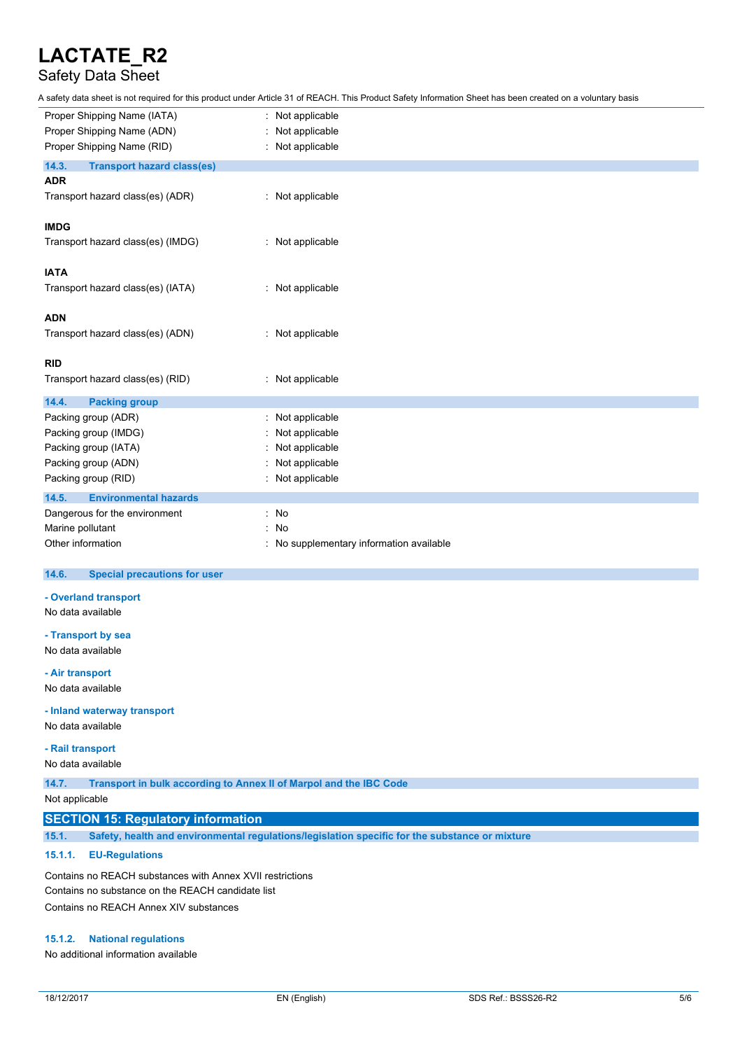Proper Shipping Name (IATA) : Not applicable
Proper Shipping Name (ADN) : Not applicable
Proper Shipping Name (RID) : Not applicable

### 14.3. Transport hazard class(es)

**ADR**

Transport hazard class(es) (ADR) : Not applicable

**IMDG**

Transport hazard class(es) (IMDG) : Not applicable

**IATA**

Transport hazard class(es) (IATA) : Not applicable

**ADN**

Transport hazard class(es) (ADN) : Not applicable

**RID**

Transport hazard class(es) (RID) : Not applicable

### 14.4. Packing group

Packing group (ADR) : Not applicable
Packing group (IMDG) : Not applicable
Packing group (IATA) : Not applicable
Packing group (ADN) : Not applicable
Packing group (RID) : Not applicable

### 14.5. Environmental hazards

Dangerous for the environment : No
Marine pollutant : No
Other information : No supplementary information available

### 14.6. Special precautions for user

**- Overland transport**

No data available

**- Transport by sea**

No data available

**- Air transport**

No data available

**- Inland waterway transport**

No data available

**- Rail transport**

No data available

### 14.7. Transport in bulk according to Annex II of Marpol and the IBC Code

Not applicable

## SECTION 15: Regulatory information

### 15.1. Safety, health and environmental regulations/legislation specific for the substance or mixture

#### 15.1.1. EU-Regulations

Contains no REACH substances with Annex XVII restrictions
Contains no substance on the REACH candidate list
Contains no REACH Annex XIV substances

#### 15.1.2. National regulations

No additional information available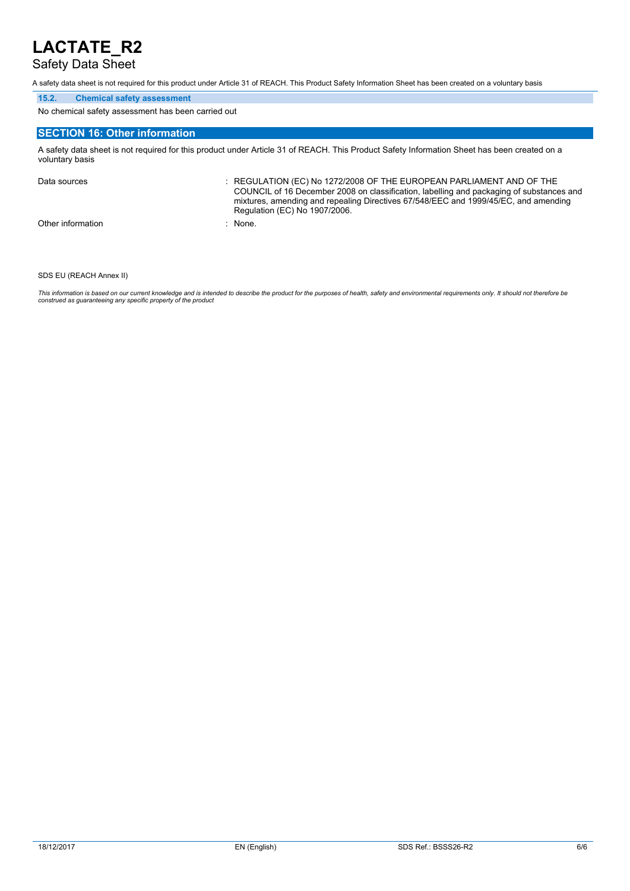### 15.2. Chemical safety assessment

No chemical safety assessment has been carried out

## SECTION 16: Other information

A safety data sheet is not required for this product under Article 31 of REACH. This Product Safety Information Sheet has been created on a voluntary basis

| | |
|---|---|
| Data sources | : REGULATION (EC) No 1272/2008 OF THE EUROPEAN PARLIAMENT AND OF THE COUNCIL of 16 December 2008 on classification, labelling and packaging of substances and mixtures, amending and repealing Directives 67/548/EEC and 1999/45/EC, and amending Regulation (EC) No 1907/2006. |
| Other information | : None. |

SDS EU (REACH Annex II)

*This information is based on our current knowledge and is intended to describe the product for the purposes of health, safety and environmental requirements only. It should not therefore be construed as guaranteeing any specific property of the product*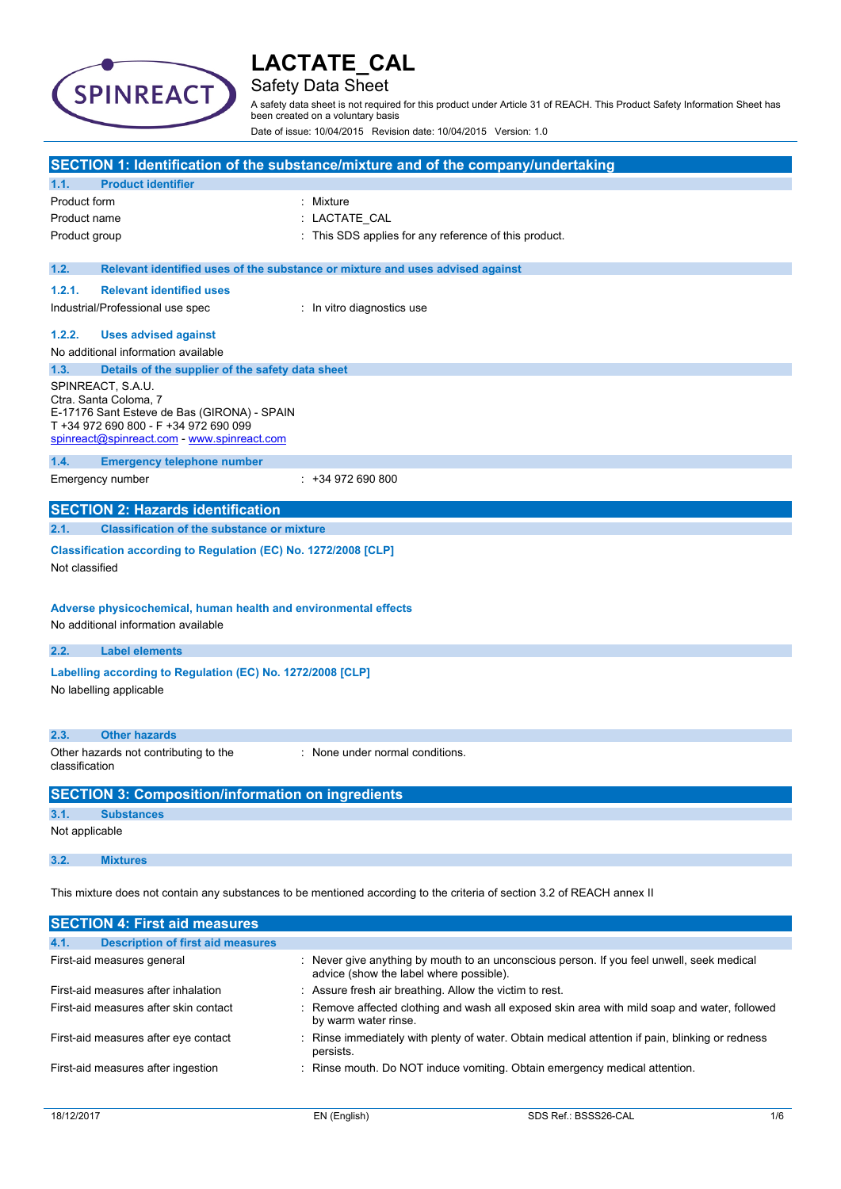# LACTATE_CAL

## Safety Data Sheet

A safety data sheet is not required for this product under Article 31 of REACH. This Product Safety Information Sheet has been created on a voluntary basis

Date of issue: 10/04/2015 Revision date: 10/04/2015 Version: 1.0

## SECTION 1: Identification of the substance/mixture and of the company/undertaking

### 1.1. Product identifier

| | |
|---|---|
| Product form | : Mixture |
| Product name | : LACTATE_CAL |
| Product group | : This SDS applies for any reference of this product. |

### 1.2. Relevant identified uses of the substance or mixture and uses advised against

#### 1.2.1. Relevant identified uses

| | |
|---|---|
| Industrial/Professional use spec | : In vitro diagnostics use |

#### 1.2.2. Uses advised against

No additional information available

### 1.3. Details of the supplier of the safety data sheet

SPINREACT, S.A.U.
Ctra. Santa Coloma, 7
E-17176 Sant Esteve de Bas (GIRONA) - SPAIN
T +34 972 690 800 - F +34 972 690 099
spinreact@spinreact.com - www.spinreact.com

### 1.4. Emergency telephone number

| | |
|---|---|
| Emergency number | : +34 972 690 800 |

## SECTION 2: Hazards identification

### 2.1. Classification of the substance or mixture

**Classification according to Regulation (EC) No. 1272/2008 [CLP]**

Not classified

**Adverse physicochemical, human health and environmental effects**

No additional information available

### 2.2. Label elements

**Labelling according to Regulation (EC) No. 1272/2008 [CLP]**

No labelling applicable

### 2.3. Other hazards

| | |
|---|---|
| Other hazards not contributing to the classification | : None under normal conditions. |

## SECTION 3: Composition/information on ingredients

### 3.1. Substances

Not applicable

### 3.2. Mixtures

This mixture does not contain any substances to be mentioned according to the criteria of section 3.2 of REACH annex II

## SECTION 4: First aid measures

### 4.1. Description of first aid measures

| | |
|---|---|
| First-aid measures general | : Never give anything by mouth to an unconscious person. If you feel unwell, seek medical advice (show the label where possible). |
| First-aid measures after inhalation | : Assure fresh air breathing. Allow the victim to rest. |
| First-aid measures after skin contact | : Remove affected clothing and wash all exposed skin area with mild soap and water, followed by warm water rinse. |
| First-aid measures after eye contact | : Rinse immediately with plenty of water. Obtain medical attention if pain, blinking or redness persists. |
| First-aid measures after ingestion | : Rinse mouth. Do NOT induce vomiting. Obtain emergency medical attention. |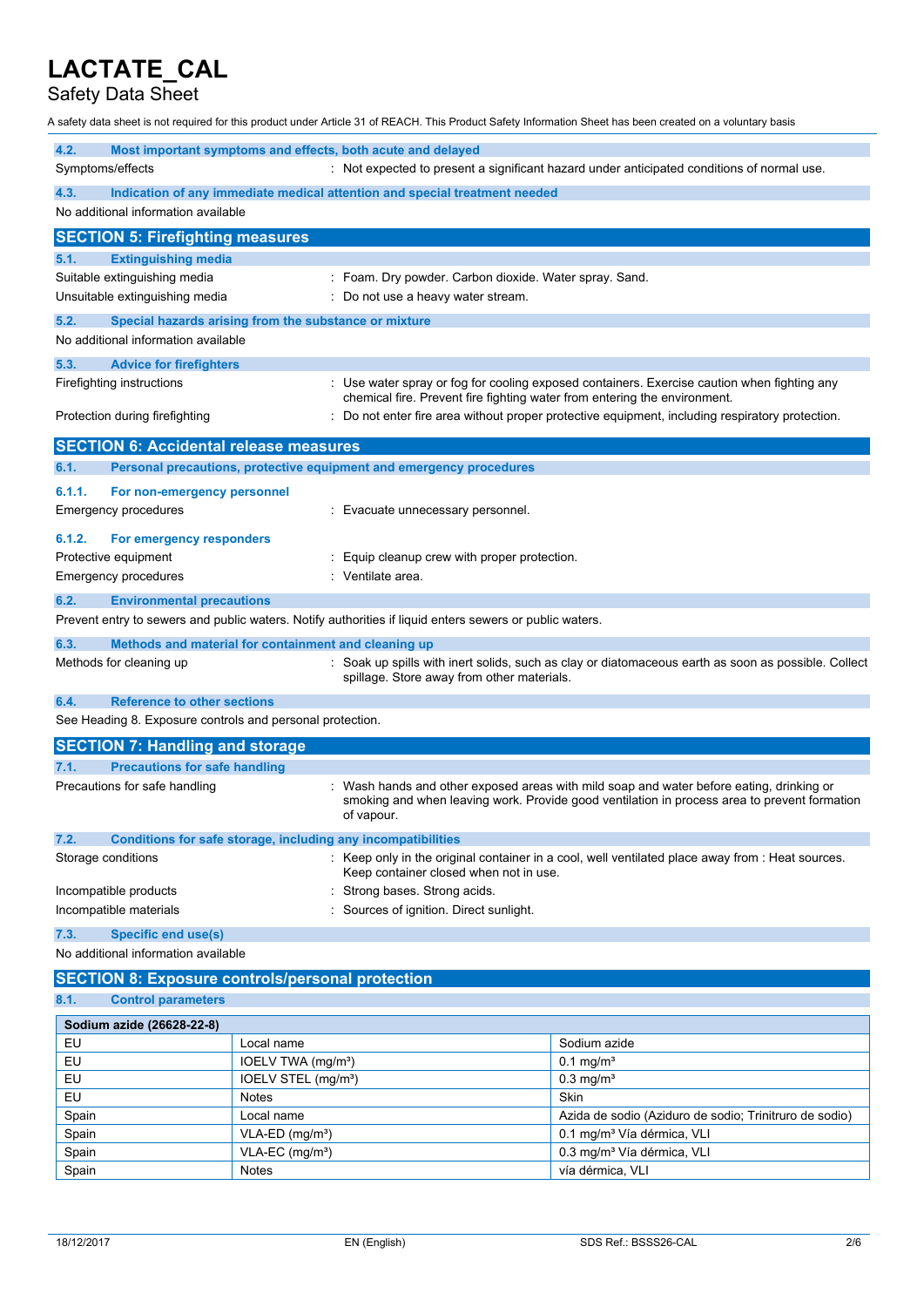# LACTATE_CAL

Safety Data Sheet

A safety data sheet is not required for this product under Article 31 of REACH. This Product Safety Information Sheet has been created on a voluntary basis

### 4.2. Most important symptoms and effects, both acute and delayed

Symptoms/effects : Not expected to present a significant hazard under anticipated conditions of normal use.

### 4.3. Indication of any immediate medical attention and special treatment needed

No additional information available

## SECTION 5: Firefighting measures

### 5.1. Extinguishing media

Suitable extinguishing media : Foam. Dry powder. Carbon dioxide. Water spray. Sand.

Unsuitable extinguishing media : Do not use a heavy water stream.

### 5.2. Special hazards arising from the substance or mixture

No additional information available

### 5.3. Advice for firefighters

Firefighting instructions : Use water spray or fog for cooling exposed containers. Exercise caution when fighting any chemical fire. Prevent fire fighting water from entering the environment.

Protection during firefighting : Do not enter fire area without proper protective equipment, including respiratory protection.

## SECTION 6: Accidental release measures

### 6.1. Personal precautions, protective equipment and emergency procedures

#### 6.1.1. For non-emergency personnel

Emergency procedures : Evacuate unnecessary personnel.

#### 6.1.2. For emergency responders

Protective equipment : Equip cleanup crew with proper protection.

Emergency procedures : Ventilate area.

### 6.2. Environmental precautions

Prevent entry to sewers and public waters. Notify authorities if liquid enters sewers or public waters.

### 6.3. Methods and material for containment and cleaning up

Methods for cleaning up : Soak up spills with inert solids, such as clay or diatomaceous earth as soon as possible. Collect spillage. Store away from other materials.

### 6.4. Reference to other sections

See Heading 8. Exposure controls and personal protection.

## SECTION 7: Handling and storage

### 7.1. Precautions for safe handling

Precautions for safe handling : Wash hands and other exposed areas with mild soap and water before eating, drinking or smoking and when leaving work. Provide good ventilation in process area to prevent formation of vapour.

### 7.2. Conditions for safe storage, including any incompatibilities

Storage conditions : Keep only in the original container in a cool, well ventilated place away from : Heat sources. Keep container closed when not in use.

Incompatible products : Strong bases. Strong acids.

Incompatible materials : Sources of ignition. Direct sunlight.

### 7.3. Specific end use(s)

No additional information available

## SECTION 8: Exposure controls/personal protection

### 8.1. Control parameters

| Sodium azide (26628-22-8) | | |
|---|---|---|
| EU | Local name | Sodium azide |
| EU | IOELV TWA (mg/m³) | 0.1 mg/m³ |
| EU | IOELV STEL (mg/m³) | 0.3 mg/m³ |
| EU | Notes | Skin |
| Spain | Local name | Azida de sodio (Aziduro de sodio; Trinitruro de sodio) |
| Spain | VLA-ED (mg/m³) | 0.1 mg/m³ Vía dérmica, VLI |
| Spain | VLA-EC (mg/m³) | 0.3 mg/m³ Vía dérmica, VLI |
| Spain | Notes | vía dérmica, VLI |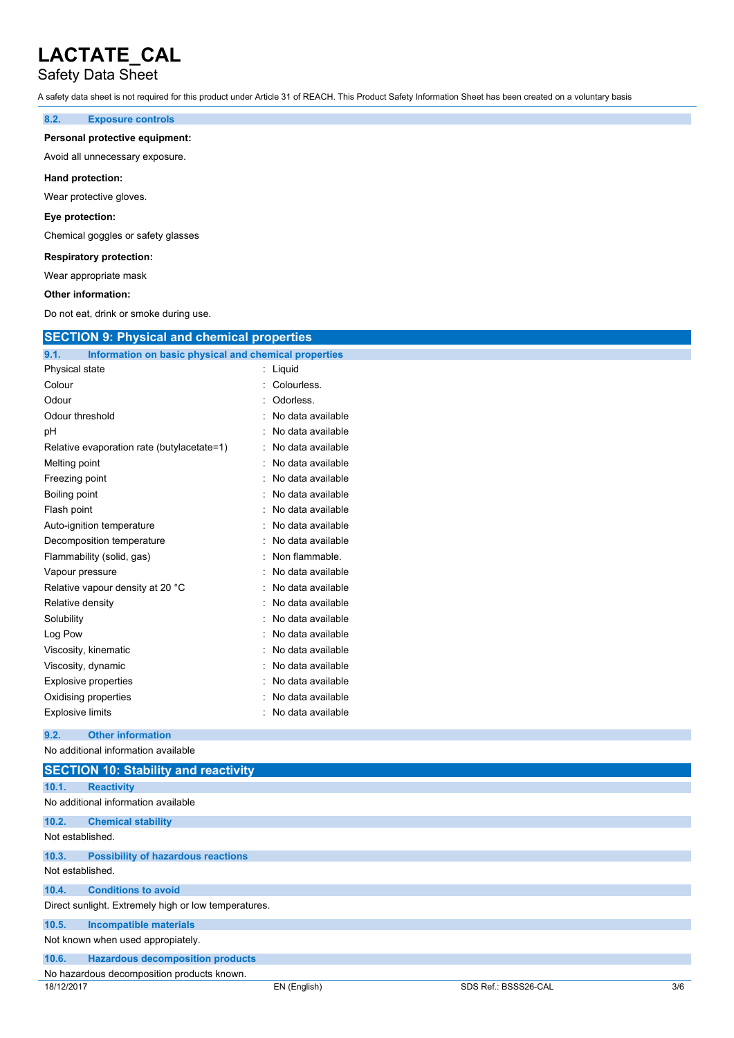### 8.2. Exposure controls

**Personal protective equipment:**

Avoid all unnecessary exposure.

**Hand protection:**

Wear protective gloves.

**Eye protection:**

Chemical goggles or safety glasses

**Respiratory protection:**

Wear appropriate mask

**Other information:**

Do not eat, drink or smoke during use.

## SECTION 9: Physical and chemical properties

### 9.1. Information on basic physical and chemical properties

| | |
|---|---|
| Physical state | : Liquid |
| Colour | : Colourless. |
| Odour | : Odorless. |
| Odour threshold | : No data available |
| pH | : No data available |
| Relative evaporation rate (butylacetate=1) | : No data available |
| Melting point | : No data available |
| Freezing point | : No data available |
| Boiling point | : No data available |
| Flash point | : No data available |
| Auto-ignition temperature | : No data available |
| Decomposition temperature | : No data available |
| Flammability (solid, gas) | : Non flammable. |
| Vapour pressure | : No data available |
| Relative vapour density at 20 °C | : No data available |
| Relative density | : No data available |
| Solubility | : No data available |
| Log Pow | : No data available |
| Viscosity, kinematic | : No data available |
| Viscosity, dynamic | : No data available |
| Explosive properties | : No data available |
| Oxidising properties | : No data available |
| Explosive limits | : No data available |

### 9.2. Other information

No additional information available

## SECTION 10: Stability and reactivity

### 10.1. Reactivity

No additional information available

### 10.2. Chemical stability

Not established.

### 10.3. Possibility of hazardous reactions

Not established.

### 10.4. Conditions to avoid

Direct sunlight. Extremely high or low temperatures.

### 10.5. Incompatible materials

Not known when used appropiately.

### 10.6. Hazardous decomposition products

No hazardous decomposition products known.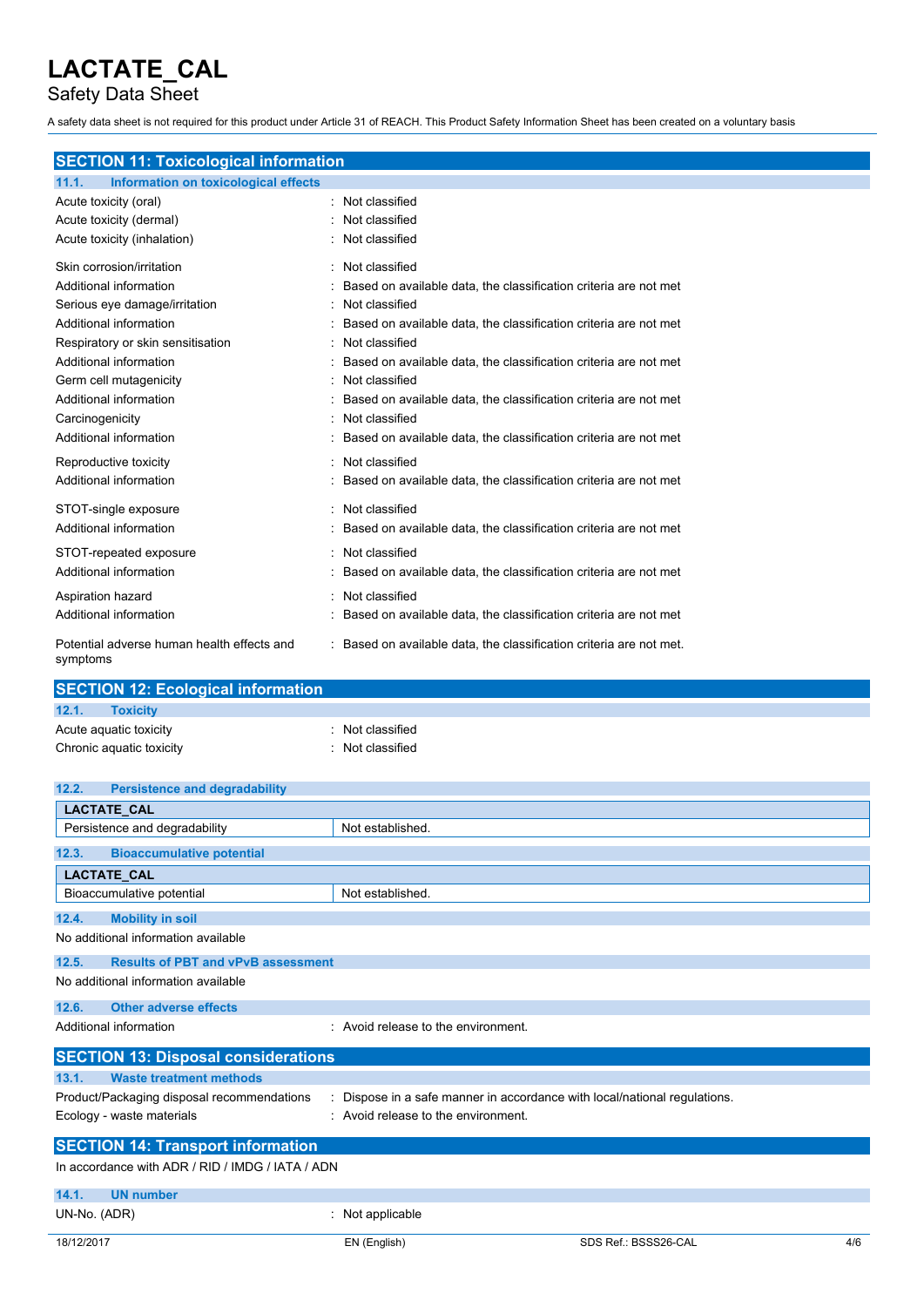# LACTATE_CAL

Safety Data Sheet

A safety data sheet is not required for this product under Article 31 of REACH. This Product Safety Information Sheet has been created on a voluntary basis

## SECTION 11: Toxicological information

### 11.1. Information on toxicological effects

Acute toxicity (oral) : Not classified
Acute toxicity (dermal) : Not classified
Acute toxicity (inhalation) : Not classified

Skin corrosion/irritation : Not classified
Additional information : Based on available data, the classification criteria are not met
Serious eye damage/irritation : Not classified
Additional information : Based on available data, the classification criteria are not met
Respiratory or skin sensitisation : Not classified
Additional information : Based on available data, the classification criteria are not met
Germ cell mutagenicity : Not classified
Additional information : Based on available data, the classification criteria are not met
Carcinogenicity : Not classified
Additional information : Based on available data, the classification criteria are not met

Reproductive toxicity : Not classified
Additional information : Based on available data, the classification criteria are not met

STOT-single exposure : Not classified
Additional information : Based on available data, the classification criteria are not met

STOT-repeated exposure : Not classified
Additional information : Based on available data, the classification criteria are not met

Aspiration hazard : Not classified
Additional information : Based on available data, the classification criteria are not met

Potential adverse human health effects and symptoms : Based on available data, the classification criteria are not met.

## SECTION 12: Ecological information

### 12.1. Toxicity

Acute aquatic toxicity : Not classified
Chronic aquatic toxicity : Not classified

### 12.2. Persistence and degradability

| LACTATE_CAL | |
|---|---|
| Persistence and degradability | Not established. |

### 12.3. Bioaccumulative potential

| LACTATE_CAL | |
|---|---|
| Bioaccumulative potential | Not established. |

### 12.4. Mobility in soil

No additional information available

### 12.5. Results of PBT and vPvB assessment

No additional information available

### 12.6. Other adverse effects

Additional information : Avoid release to the environment.

## SECTION 13: Disposal considerations

### 13.1. Waste treatment methods

Product/Packaging disposal recommendations : Dispose in a safe manner in accordance with local/national regulations.
Ecology - waste materials : Avoid release to the environment.

## SECTION 14: Transport information

In accordance with ADR / RID / IMDG / IATA / ADN

### 14.1. UN number

UN-No. (ADR) : Not applicable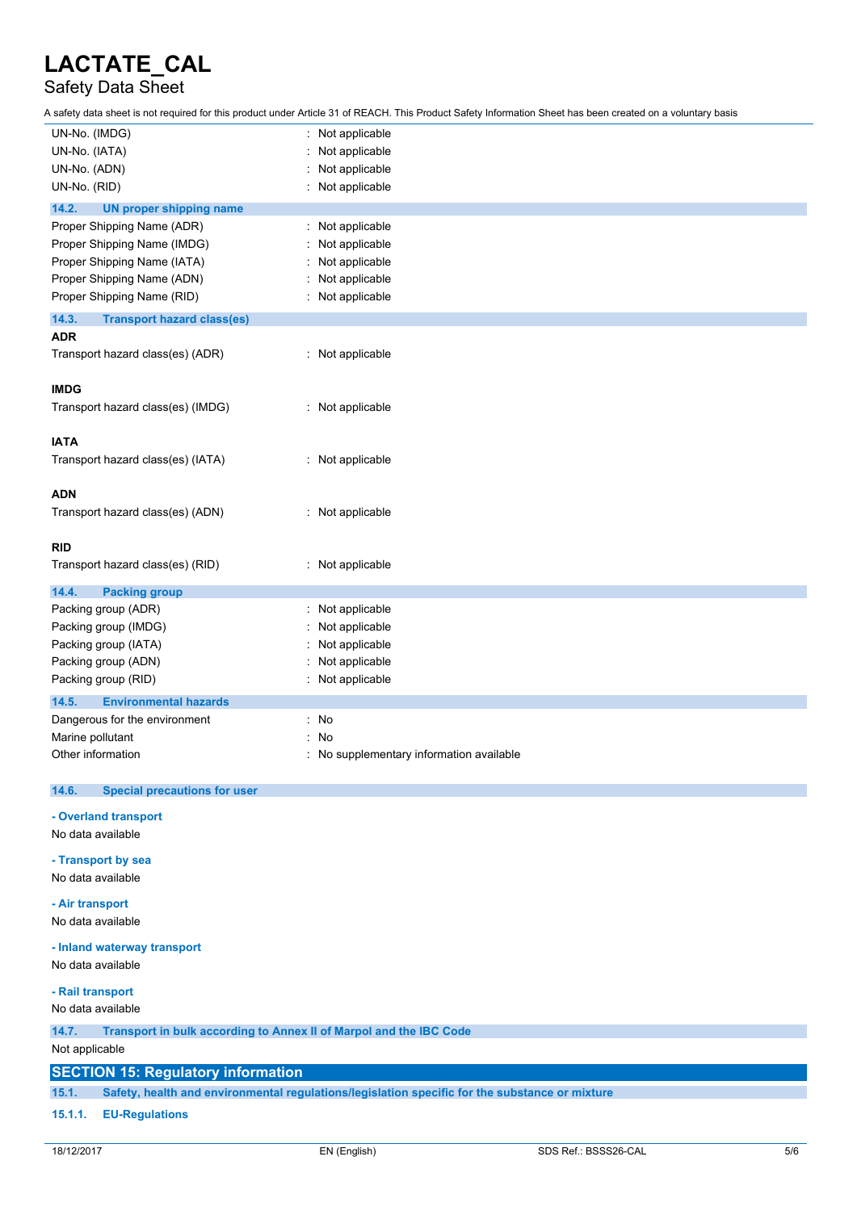| | |
|---|---|
| UN-No. (IMDG) | : Not applicable |
| UN-No. (IATA) | : Not applicable |
| UN-No. (ADN) | : Not applicable |
| UN-No. (RID) | : Not applicable |

### 14.2. UN proper shipping name

| | |
|---|---|
| Proper Shipping Name (ADR) | : Not applicable |
| Proper Shipping Name (IMDG) | : Not applicable |
| Proper Shipping Name (IATA) | : Not applicable |
| Proper Shipping Name (ADN) | : Not applicable |
| Proper Shipping Name (RID) | : Not applicable |

### 14.3. Transport hazard class(es)

**ADR**

Transport hazard class(es) (ADR) : Not applicable

**IMDG**

Transport hazard class(es) (IMDG) : Not applicable

**IATA**

Transport hazard class(es) (IATA) : Not applicable

**ADN**

Transport hazard class(es) (ADN) : Not applicable

**RID**

Transport hazard class(es) (RID) : Not applicable

### 14.4. Packing group

| | |
|---|---|
| Packing group (ADR) | : Not applicable |
| Packing group (IMDG) | : Not applicable |
| Packing group (IATA) | : Not applicable |
| Packing group (ADN) | : Not applicable |
| Packing group (RID) | : Not applicable |

### 14.5. Environmental hazards

| | |
|---|---|
| Dangerous for the environment | : No |
| Marine pollutant | : No |
| Other information | : No supplementary information available |

### 14.6. Special precautions for user

**- Overland transport**

No data available

**- Transport by sea**

No data available

**- Air transport**

No data available

**- Inland waterway transport**

No data available

**- Rail transport**

No data available

### 14.7. Transport in bulk according to Annex II of Marpol and the IBC Code

Not applicable

## SECTION 15: Regulatory information

### 15.1. Safety, health and environmental regulations/legislation specific for the substance or mixture

#### 15.1.1. EU-Regulations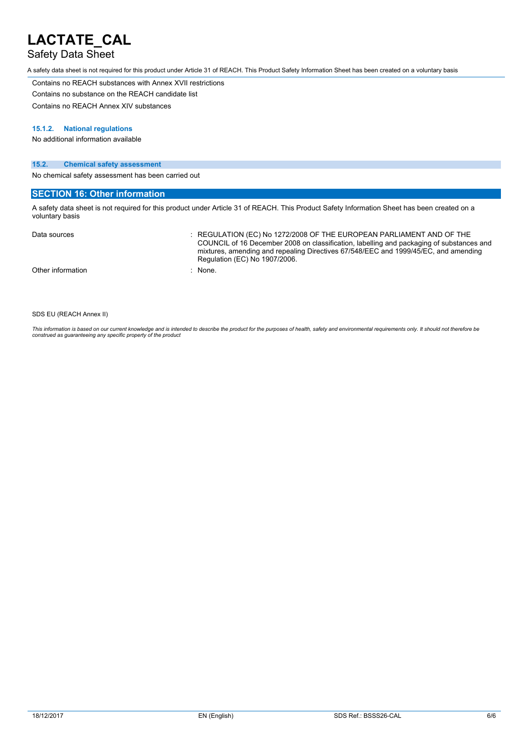Contains no REACH substances with Annex XVII restrictions

Contains no substance on the REACH candidate list

Contains no REACH Annex XIV substances

#### 15.1.2. National regulations

No additional information available

### 15.2. Chemical safety assessment

No chemical safety assessment has been carried out

## SECTION 16: Other information

A safety data sheet is not required for this product under Article 31 of REACH. This Product Safety Information Sheet has been created on a voluntary basis

| | |
|---|---|
| Data sources | : REGULATION (EC) No 1272/2008 OF THE EUROPEAN PARLIAMENT AND OF THE COUNCIL of 16 December 2008 on classification, labelling and packaging of substances and mixtures, amending and repealing Directives 67/548/EEC and 1999/45/EC, and amending Regulation (EC) No 1907/2006. |
| Other information | : None. |

SDS EU (REACH Annex II)

*This information is based on our current knowledge and is intended to describe the product for the purposes of health, safety and environmental requirements only. It should not therefore be construed as guaranteeing any specific property of the product*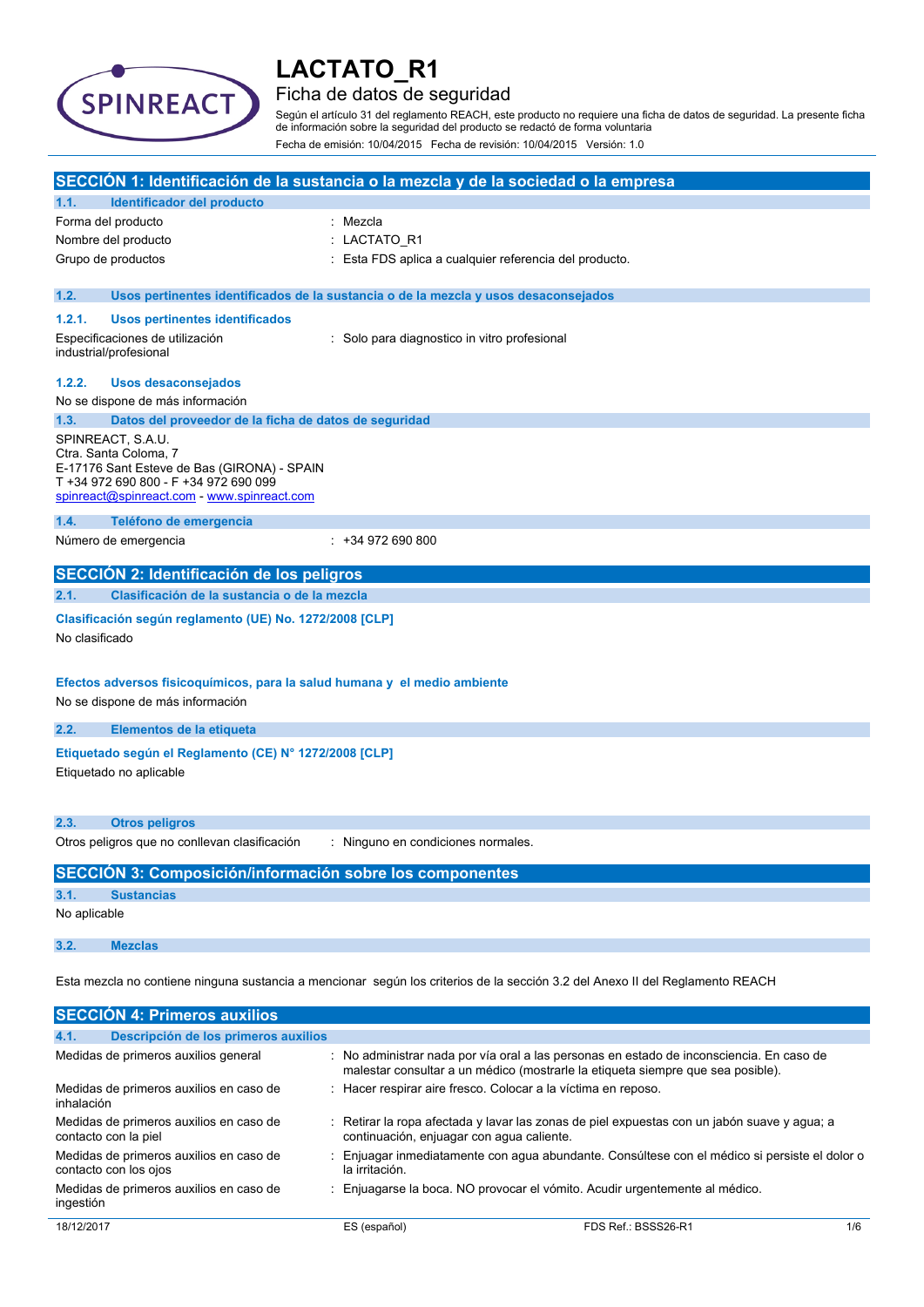# LACTATO_R1

## Ficha de datos de seguridad

Según el artículo 31 del reglamento REACH, este producto no requiere una ficha de datos de seguridad. La presente ficha de información sobre la seguridad del producto se redactó de forma voluntaria

Fecha de emisión: 10/04/2015 Fecha de revisión: 10/04/2015 Versión: 1.0

## SECCIÓN 1: Identificación de la sustancia o la mezcla y de la sociedad o la empresa

### 1.1. Identificador del producto

| | |
|---|---|
| Forma del producto | : Mezcla |
| Nombre del producto | : LACTATO_R1 |
| Grupo de productos | : Esta FDS aplica a cualquier referencia del producto. |

### 1.2. Usos pertinentes identificados de la sustancia o de la mezcla y usos desaconsejados

#### 1.2.1. Usos pertinentes identificados

| | |
|---|---|
| Especificaciones de utilización industrial/profesional | : Solo para diagnostico in vitro profesional |

#### 1.2.2. Usos desaconsejados

No se dispone de más información

### 1.3. Datos del proveedor de la ficha de datos de seguridad

SPINREACT, S.A.U.
Ctra. Santa Coloma, 7
E-17176 Sant Esteve de Bas (GIRONA) - SPAIN
T +34 972 690 800 - F +34 972 690 099
spinreact@spinreact.com - www.spinreact.com

### 1.4. Teléfono de emergencia

| | |
|---|---|
| Número de emergencia | : +34 972 690 800 |

## SECCIÓN 2: Identificación de los peligros

### 2.1. Clasificación de la sustancia o de la mezcla

**Clasificación según reglamento (UE) No. 1272/2008 [CLP]**

No clasificado

**Efectos adversos fisicoquímicos, para la salud humana y el medio ambiente**

No se dispone de más información

### 2.2. Elementos de la etiqueta

**Etiquetado según el Reglamento (CE) N° 1272/2008 [CLP]**

Etiquetado no aplicable

### 2.3. Otros peligros

| | |
|---|---|
| Otros peligros que no conllevan clasificación | : Ninguno en condiciones normales. |

## SECCIÓN 3: Composición/información sobre los componentes

### 3.1. Sustancias

No aplicable

### 3.2. Mezclas

Esta mezcla no contiene ninguna sustancia a mencionar según los criterios de la sección 3.2 del Anexo II del Reglamento REACH

## SECCIÓN 4: Primeros auxilios

### 4.1. Descripción de los primeros auxilios

| | |
|---|---|
| Medidas de primeros auxilios general | : No administrar nada por vía oral a las personas en estado de inconsciencia. En caso de malestar consultar a un médico (mostrarle la etiqueta siempre que sea posible). |
| Medidas de primeros auxilios en caso de inhalación | : Hacer respirar aire fresco. Colocar a la víctima en reposo. |
| Medidas de primeros auxilios en caso de contacto con la piel | : Retirar la ropa afectada y lavar las zonas de piel expuestas con un jabón suave y agua; a continuación, enjuagar con agua caliente. |
| Medidas de primeros auxilios en caso de contacto con los ojos | : Enjuagar inmediatamente con agua abundante. Consúltese con el médico si persiste el dolor o la irritación. |
| Medidas de primeros auxilios en caso de ingestión | : Enjuagarse la boca. NO provocar el vómito. Acudir urgentemente al médico. |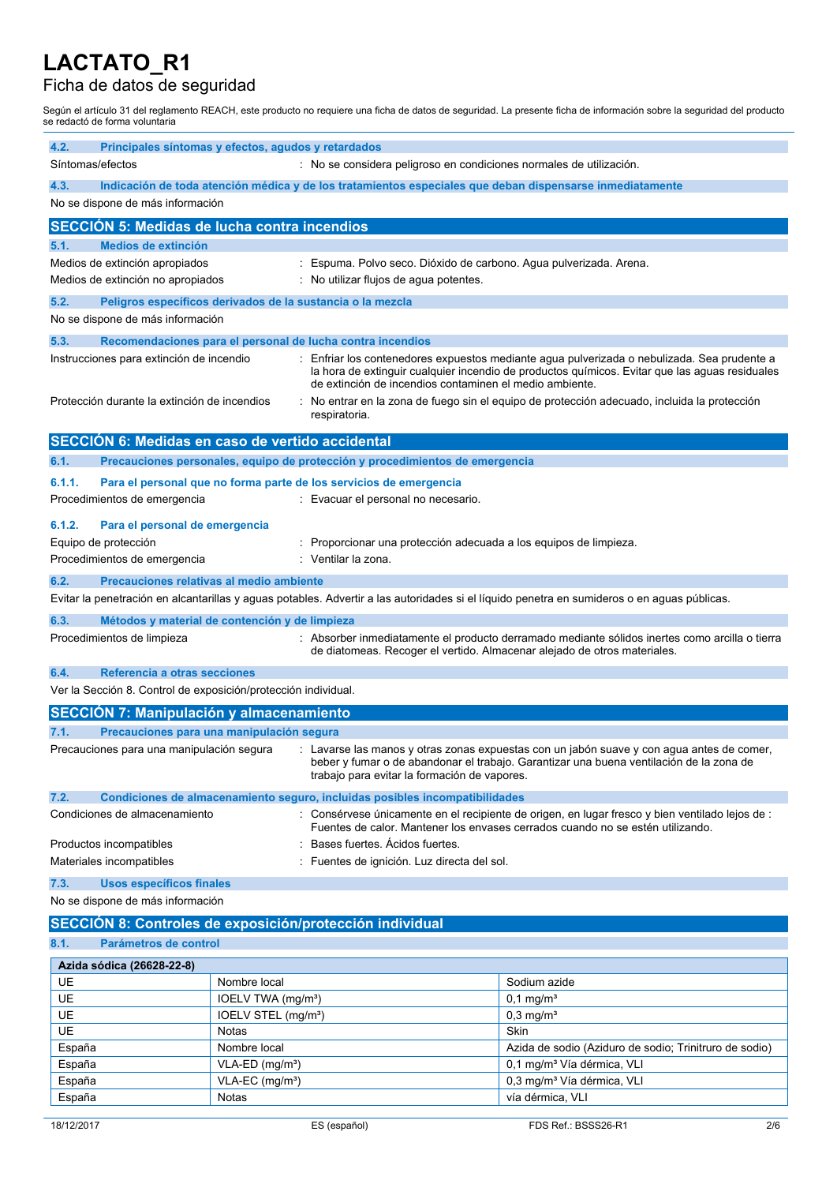# LACTATO_R1

Ficha de datos de seguridad

Según el artículo 31 del reglamento REACH, este producto no requiere una ficha de datos de seguridad. La presente ficha de información sobre la seguridad del producto se redactó de forma voluntaria

### 4.2. Principales síntomas y efectos, agudos y retardados

Síntomas/efectos : No se considera peligroso en condiciones normales de utilización.

### 4.3. Indicación de toda atención médica y de los tratamientos especiales que deban dispensarse inmediatamente

No se dispone de más información

## SECCIÓN 5: Medidas de lucha contra incendios

### 5.1. Medios de extinción

Medios de extinción apropiados : Espuma. Polvo seco. Dióxido de carbono. Agua pulverizada. Arena.

Medios de extinción no apropiados : No utilizar flujos de agua potentes.

### 5.2. Peligros específicos derivados de la sustancia o la mezcla

No se dispone de más información

### 5.3. Recomendaciones para el personal de lucha contra incendios

Instrucciones para extinción de incendio : Enfriar los contenedores expuestos mediante agua pulverizada o nebulizada. Sea prudente a la hora de extinguir cualquier incendio de productos químicos. Evitar que las aguas residuales de extinción de incendios contaminen el medio ambiente.

Protección durante la extinción de incendios : No entrar en la zona de fuego sin el equipo de protección adecuado, incluida la protección respiratoria.

## SECCIÓN 6: Medidas en caso de vertido accidental

### 6.1. Precauciones personales, equipo de protección y procedimientos de emergencia

#### 6.1.1. Para el personal que no forma parte de los servicios de emergencia

Procedimientos de emergencia : Evacuar el personal no necesario.

#### 6.1.2. Para el personal de emergencia

Equipo de protección : Proporcionar una protección adecuada a los equipos de limpieza.

Procedimientos de emergencia : Ventilar la zona.

### 6.2. Precauciones relativas al medio ambiente

Evitar la penetración en alcantarillas y aguas potables. Advertir a las autoridades si el líquido penetra en sumideros o en aguas públicas.

### 6.3. Métodos y material de contención y de limpieza

Procedimientos de limpieza : Absorber inmediatamente el producto derramado mediante sólidos inertes como arcilla o tierra de diatomeas. Recoger el vertido. Almacenar alejado de otros materiales.

### 6.4. Referencia a otras secciones

Ver la Sección 8. Control de exposición/protección individual.

## SECCIÓN 7: Manipulación y almacenamiento

### 7.1. Precauciones para una manipulación segura

Precauciones para una manipulación segura : Lavarse las manos y otras zonas expuestas con un jabón suave y con agua antes de comer, beber y fumar o de abandonar el trabajo. Garantizar una buena ventilación de la zona de trabajo para evitar la formación de vapores.

### 7.2. Condiciones de almacenamiento seguro, incluidas posibles incompatibilidades

Condiciones de almacenamiento : Consérvese únicamente en el recipiente de origen, en lugar fresco y bien ventilado lejos de : Fuentes de calor. Mantener los envases cerrados cuando no se estén utilizando.

Productos incompatibles : Bases fuertes. Ácidos fuertes.

Materiales incompatibles : Fuentes de ignición. Luz directa del sol.

### 7.3. Usos específicos finales

No se dispone de más información

## SECCIÓN 8: Controles de exposición/protección individual

### 8.1. Parámetros de control

| Azida sódica (26628-22-8) | | |
|---|---|---|
| UE | Nombre local | Sodium azide |
| UE | IOELV TWA (mg/m³) | 0,1 mg/m³ |
| UE | IOELV STEL (mg/m³) | 0,3 mg/m³ |
| UE | Notas | Skin |
| España | Nombre local | Azida de sodio (Aziduro de sodio; Trinitruro de sodio) |
| España | VLA-ED (mg/m³) | 0,1 mg/m³ Vía dérmica, VLI |
| España | VLA-EC (mg/m³) | 0,3 mg/m³ Vía dérmica, VLI |
| España | Notas | vía dérmica, VLI |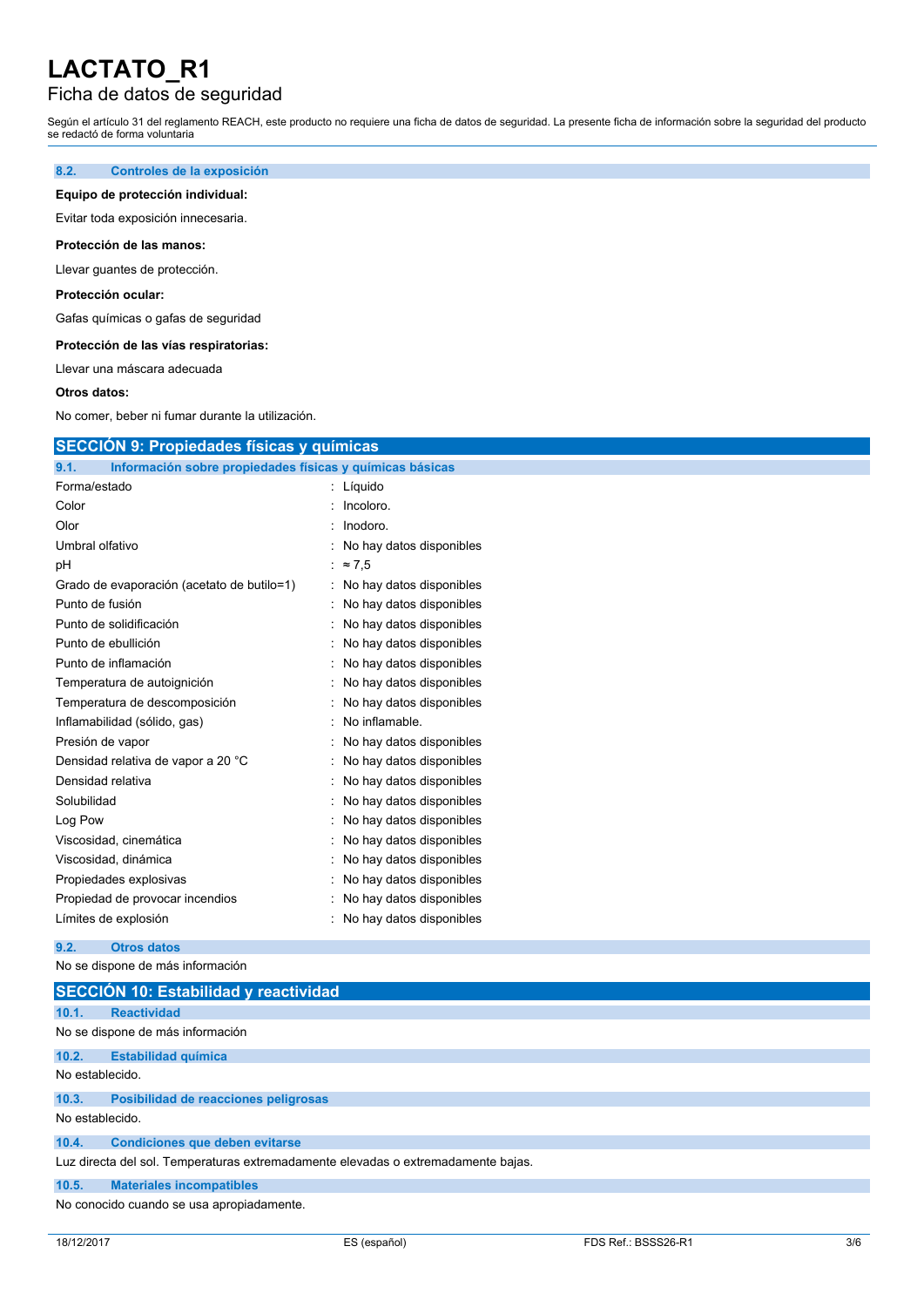# LACTATO_R1

## Ficha de datos de seguridad

Según el artículo 31 del reglamento REACH, este producto no requiere una ficha de datos de seguridad. La presente ficha de información sobre la seguridad del producto se redactó de forma voluntaria

### 8.2. Controles de la exposición

**Equipo de protección individual:**

Evitar toda exposición innecesaria.

**Protección de las manos:**

Llevar guantes de protección.

**Protección ocular:**

Gafas químicas o gafas de seguridad

**Protección de las vías respiratorias:**

Llevar una máscara adecuada

**Otros datos:**

No comer, beber ni fumar durante la utilización.

## SECCIÓN 9: Propiedades físicas y químicas

### 9.1. Información sobre propiedades físicas y químicas básicas

| Propiedad | Valor |
|---|---|
| Forma/estado | Líquido |
| Color | Incoloro. |
| Olor | Inodoro. |
| Umbral olfativo | No hay datos disponibles |
| pH | ≈ 7,5 |
| Grado de evaporación (acetato de butilo=1) | No hay datos disponibles |
| Punto de fusión | No hay datos disponibles |
| Punto de solidificación | No hay datos disponibles |
| Punto de ebullición | No hay datos disponibles |
| Punto de inflamación | No hay datos disponibles |
| Temperatura de autoignición | No hay datos disponibles |
| Temperatura de descomposición | No hay datos disponibles |
| Inflamabilidad (sólido, gas) | No inflamable. |
| Presión de vapor | No hay datos disponibles |
| Densidad relativa de vapor a 20 °C | No hay datos disponibles |
| Densidad relativa | No hay datos disponibles |
| Solubilidad | No hay datos disponibles |
| Log Pow | No hay datos disponibles |
| Viscosidad, cinemática | No hay datos disponibles |
| Viscosidad, dinámica | No hay datos disponibles |
| Propiedades explosivas | No hay datos disponibles |
| Propiedad de provocar incendios | No hay datos disponibles |
| Límites de explosión | No hay datos disponibles |

### 9.2. Otros datos

No se dispone de más información

## SECCIÓN 10: Estabilidad y reactividad

### 10.1. Reactividad

No se dispone de más información

### 10.2. Estabilidad química

No establecido.

### 10.3. Posibilidad de reacciones peligrosas

No establecido.

### 10.4. Condiciones que deben evitarse

Luz directa del sol. Temperaturas extremadamente elevadas o extremadamente bajas.

### 10.5. Materiales incompatibles

No conocido cuando se usa apropiadamente.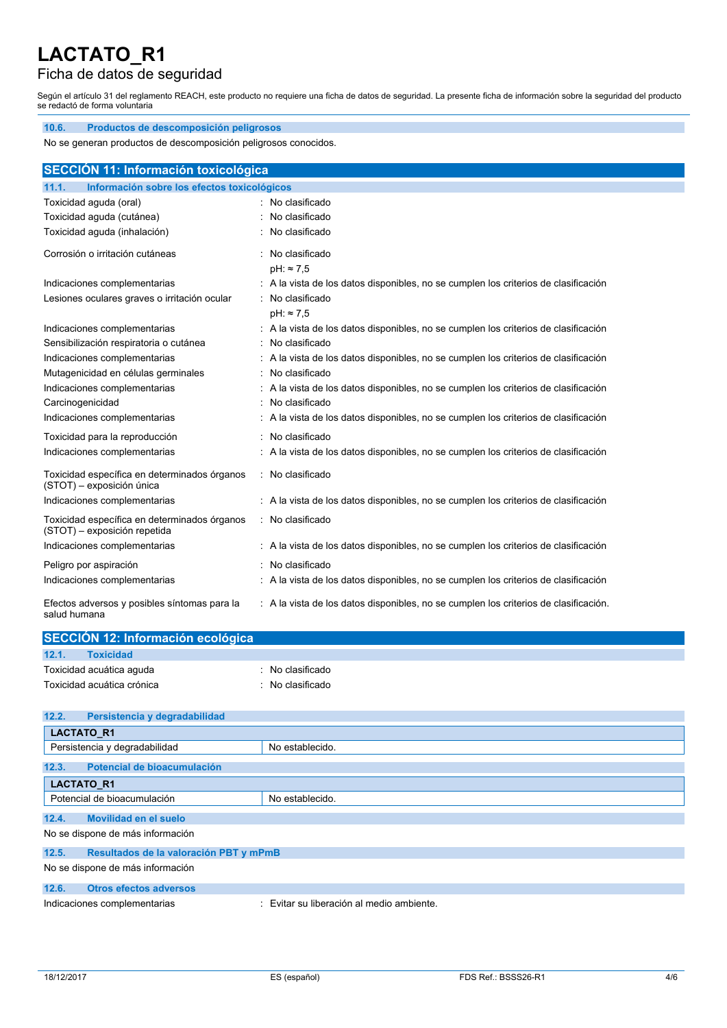### 10.6. Productos de descomposición peligrosos

No se generan productos de descomposición peligrosos conocidos.

## SECCIÓN 11: Información toxicológica

### 11.1. Información sobre los efectos toxicológicos

Toxicidad aguda (oral) : No clasificado

Toxicidad aguda (cutánea) : No clasificado

Toxicidad aguda (inhalación) : No clasificado

Corrosión o irritación cutáneas : No clasificado
pH: ≈ 7,5

Indicaciones complementarias : A la vista de los datos disponibles, no se cumplen los criterios de clasificación

Lesiones oculares graves o irritación ocular : No clasificado
pH: ≈ 7,5

Indicaciones complementarias : A la vista de los datos disponibles, no se cumplen los criterios de clasificación

Sensibilización respiratoria o cutánea : No clasificado

Indicaciones complementarias : A la vista de los datos disponibles, no se cumplen los criterios de clasificación

Mutagenicidad en células germinales : No clasificado

Indicaciones complementarias : A la vista de los datos disponibles, no se cumplen los criterios de clasificación

Carcinogenicidad : No clasificado

Indicaciones complementarias : A la vista de los datos disponibles, no se cumplen los criterios de clasificación

Toxicidad para la reproducción : No clasificado

Indicaciones complementarias : A la vista de los datos disponibles, no se cumplen los criterios de clasificación

Toxicidad específica en determinados órganos (STOT) – exposición única : No clasificado

Indicaciones complementarias : A la vista de los datos disponibles, no se cumplen los criterios de clasificación

Toxicidad específica en determinados órganos (STOT) – exposición repetida : No clasificado

Indicaciones complementarias : A la vista de los datos disponibles, no se cumplen los criterios de clasificación

Peligro por aspiración : No clasificado

Indicaciones complementarias : A la vista de los datos disponibles, no se cumplen los criterios de clasificación

Efectos adversos y posibles síntomas para la salud humana : A la vista de los datos disponibles, no se cumplen los criterios de clasificación.

## SECCIÓN 12: Información ecológica

### 12.1. Toxicidad

Toxicidad acuática aguda : No clasificado

Toxicidad acuática crónica : No clasificado

### 12.2. Persistencia y degradabilidad

| LACTATO_R1 | |
|---|---|
| Persistencia y degradabilidad | No establecido. |

### 12.3. Potencial de bioacumulación

| LACTATO_R1 | |
|---|---|
| Potencial de bioacumulación | No establecido. |

### 12.4. Movilidad en el suelo

No se dispone de más información

### 12.5. Resultados de la valoración PBT y mPmB

No se dispone de más información

### 12.6. Otros efectos adversos

Indicaciones complementarias : Evitar su liberación al medio ambiente.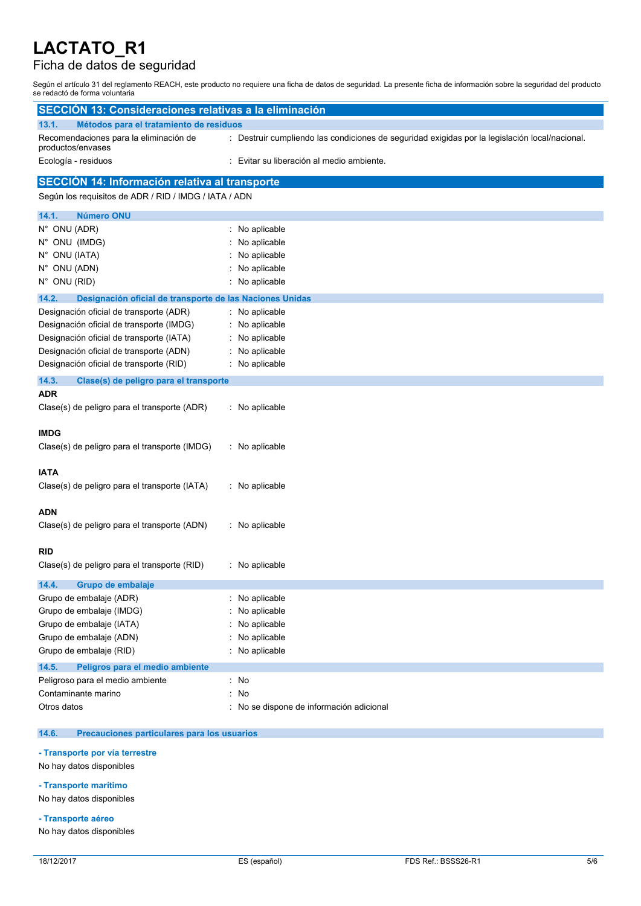# LACTATO_R1

## Ficha de datos de seguridad

Según el artículo 31 del reglamento REACH, este producto no requiere una ficha de datos de seguridad. La presente ficha de información sobre la seguridad del producto se redactó de forma voluntaria

## SECCIÓN 13: Consideraciones relativas a la eliminación

### 13.1. Métodos para el tratamiento de residuos

| | |
|---|---|
| Recomendaciones para la eliminación de productos/envases | : Destruir cumpliendo las condiciones de seguridad exigidas por la legislación local/nacional. |
| Ecología - residuos | : Evitar su liberación al medio ambiente. |

## SECCIÓN 14: Información relativa al transporte

Según los requisitos de ADR / RID / IMDG / IATA / ADN

### 14.1. Número ONU

| | |
|---|---|
| N° ONU (ADR) | : No aplicable |
| N° ONU (IMDG) | : No aplicable |
| N° ONU (IATA) | : No aplicable |
| N° ONU (ADN) | : No aplicable |
| N° ONU (RID) | : No aplicable |

### 14.2. Designación oficial de transporte de las Naciones Unidas

| | |
|---|---|
| Designación oficial de transporte (ADR) | : No aplicable |
| Designación oficial de transporte (IMDG) | : No aplicable |
| Designación oficial de transporte (IATA) | : No aplicable |
| Designación oficial de transporte (ADN) | : No aplicable |
| Designación oficial de transporte (RID) | : No aplicable |

### 14.3. Clase(s) de peligro para el transporte

**ADR**

Clase(s) de peligro para el transporte (ADR) : No aplicable

**IMDG**

Clase(s) de peligro para el transporte (IMDG) : No aplicable

**IATA**

Clase(s) de peligro para el transporte (IATA) : No aplicable

**ADN**

Clase(s) de peligro para el transporte (ADN) : No aplicable

**RID**

Clase(s) de peligro para el transporte (RID) : No aplicable

### 14.4. Grupo de embalaje

| | |
|---|---|
| Grupo de embalaje (ADR) | : No aplicable |
| Grupo de embalaje (IMDG) | : No aplicable |
| Grupo de embalaje (IATA) | : No aplicable |
| Grupo de embalaje (ADN) | : No aplicable |
| Grupo de embalaje (RID) | : No aplicable |

### 14.5. Peligros para el medio ambiente

| | |
|---|---|
| Peligroso para el medio ambiente | : No |
| Contaminante marino | : No |
| Otros datos | : No se dispone de información adicional |

### 14.6. Precauciones particulares para los usuarios

**- Transporte por vía terrestre**

No hay datos disponibles

**- Transporte marítimo**

No hay datos disponibles

**- Transporte aéreo**

No hay datos disponibles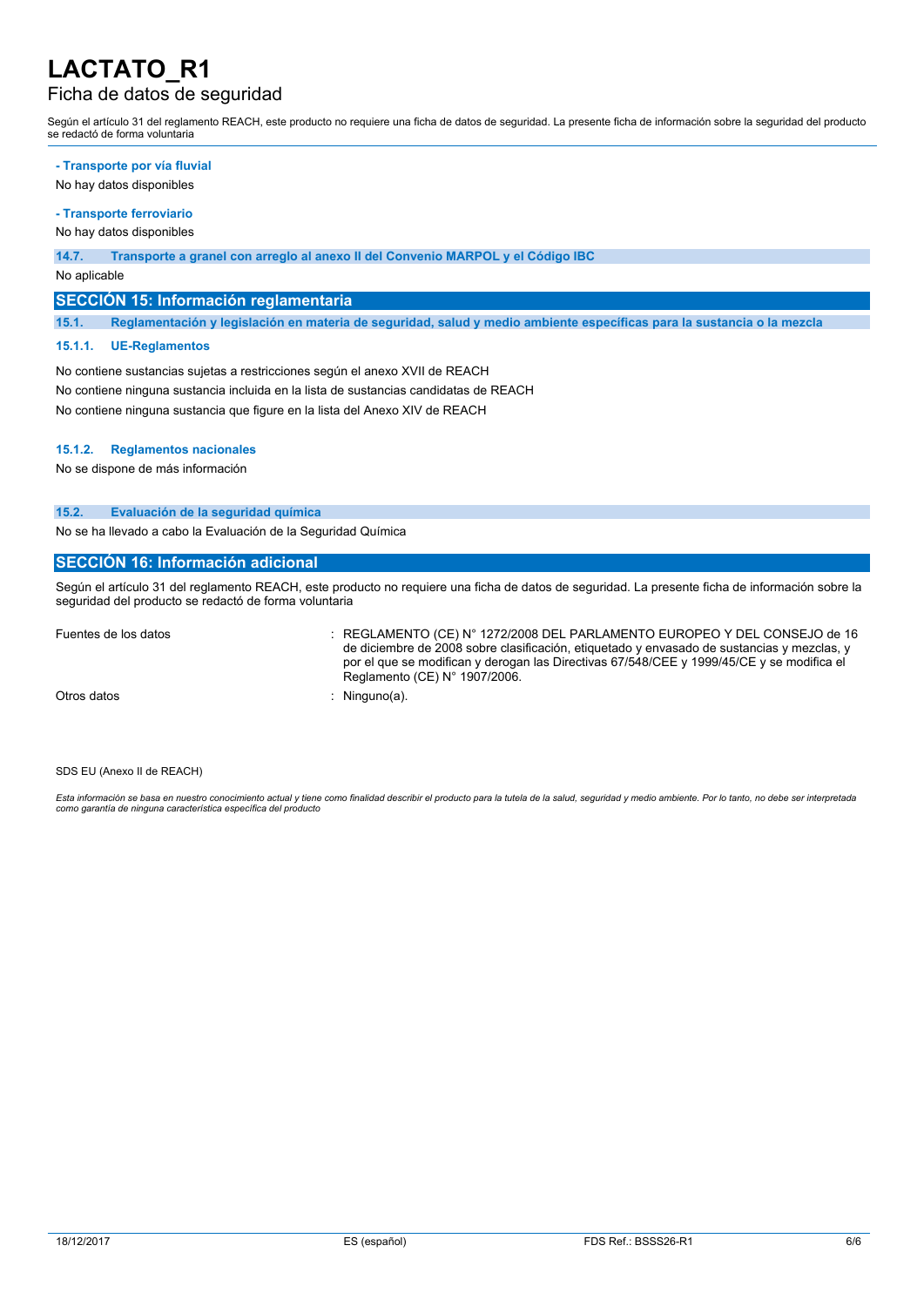**- Transporte por vía fluvial**

No hay datos disponibles

**- Transporte ferroviario**

No hay datos disponibles

### 14.7. Transporte a granel con arreglo al anexo II del Convenio MARPOL y el Código IBC

No aplicable

## SECCIÓN 15: Información reglamentaria

### 15.1. Reglamentación y legislación en materia de seguridad, salud y medio ambiente específicas para la sustancia o la mezcla

#### 15.1.1. UE-Reglamentos

No contiene sustancias sujetas a restricciones según el anexo XVII de REACH

No contiene ninguna sustancia incluida en la lista de sustancias candidatas de REACH

No contiene ninguna sustancia que figure en la lista del Anexo XIV de REACH

#### 15.1.2. Reglamentos nacionales

No se dispone de más información

### 15.2. Evaluación de la seguridad química

No se ha llevado a cabo la Evaluación de la Seguridad Química

## SECCIÓN 16: Información adicional

Según el artículo 31 del reglamento REACH, este producto no requiere una ficha de datos de seguridad. La presente ficha de información sobre la seguridad del producto se redactó de forma voluntaria

| | |
|---|---|
| Fuentes de los datos | : REGLAMENTO (CE) N° 1272/2008 DEL PARLAMENTO EUROPEO Y DEL CONSEJO de 16 de diciembre de 2008 sobre clasificación, etiquetado y envasado de sustancias y mezclas, y por el que se modifican y derogan las Directivas 67/548/CEE y 1999/45/CE y se modifica el Reglamento (CE) N° 1907/2006. |
| Otros datos | : Ninguno(a). |

SDS EU (Anexo II de REACH)

*Esta información se basa en nuestro conocimiento actual y tiene como finalidad describir el producto para la tutela de la salud, seguridad y medio ambiente. Por lo tanto, no debe ser interpretada como garantía de ninguna característica específica del producto*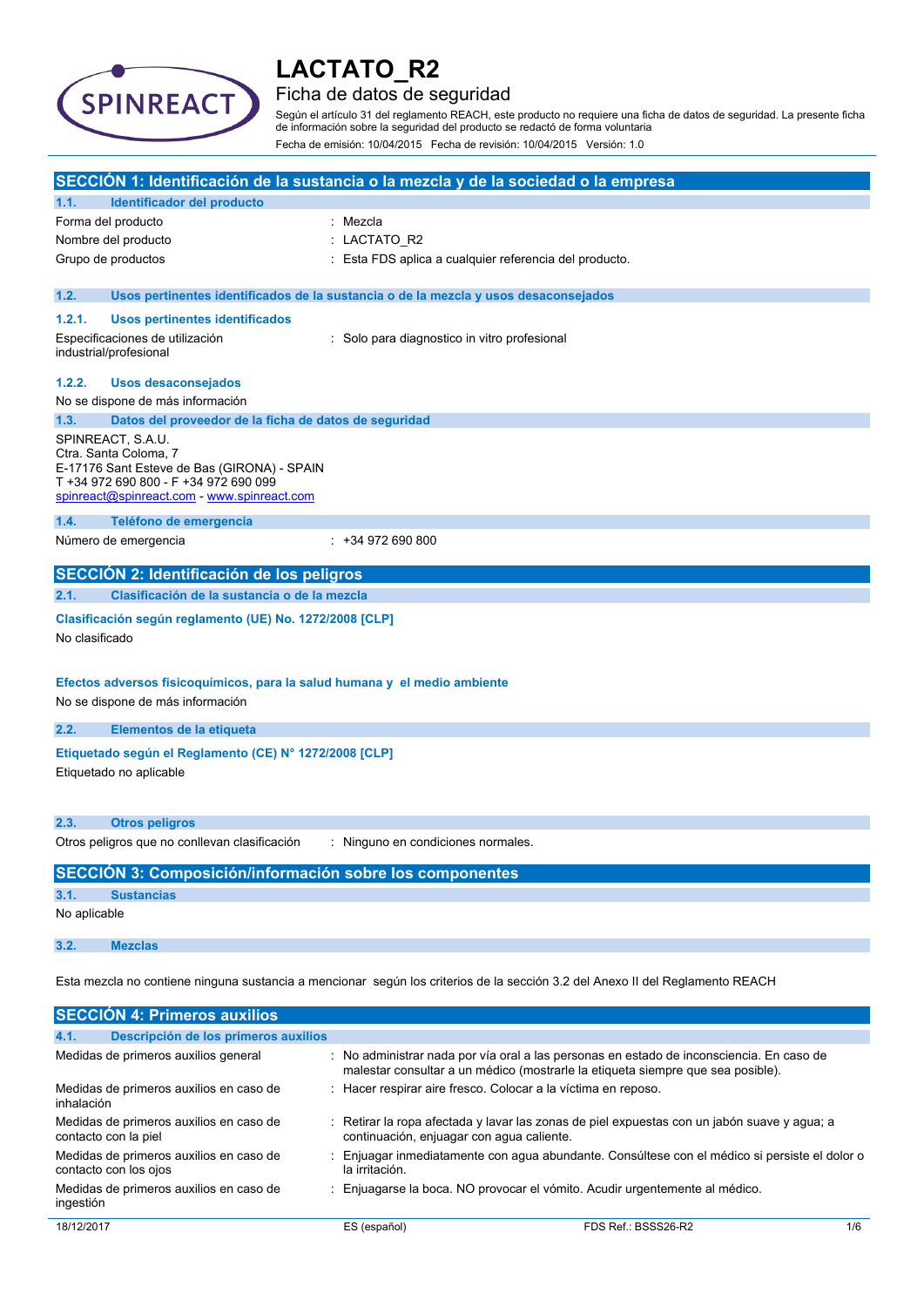# LACTATO_R2

## Ficha de datos de seguridad

Según el artículo 31 del reglamento REACH, este producto no requiere una ficha de datos de seguridad. La presente ficha de información sobre la seguridad del producto se redactó de forma voluntaria

Fecha de emisión: 10/04/2015 Fecha de revisión: 10/04/2015 Versión: 1.0

## SECCIÓN 1: Identificación de la sustancia o la mezcla y de la sociedad o la empresa

### 1.1. Identificador del producto

| | |
|---|---|
| Forma del producto | : Mezcla |
| Nombre del producto | : LACTATO_R2 |
| Grupo de productos | : Esta FDS aplica a cualquier referencia del producto. |

### 1.2. Usos pertinentes identificados de la sustancia o de la mezcla y usos desaconsejados

#### 1.2.1. Usos pertinentes identificados

| | |
|---|---|
| Especificaciones de utilización industrial/profesional | : Solo para diagnostico in vitro profesional |

#### 1.2.2. Usos desaconsejados

No se dispone de más información

### 1.3. Datos del proveedor de la ficha de datos de seguridad

SPINREACT, S.A.U.
Ctra. Santa Coloma, 7
E-17176 Sant Esteve de Bas (GIRONA) - SPAIN
T +34 972 690 800 - F +34 972 690 099
spinreact@spinreact.com - www.spinreact.com

### 1.4. Teléfono de emergencia

| | |
|---|---|
| Número de emergencia | : +34 972 690 800 |

## SECCIÓN 2: Identificación de los peligros

### 2.1. Clasificación de la sustancia o de la mezcla

**Clasificación según reglamento (UE) No. 1272/2008 [CLP]**

No clasificado

**Efectos adversos fisicoquímicos, para la salud humana y el medio ambiente**

No se dispone de más información

### 2.2. Elementos de la etiqueta

**Etiquetado según el Reglamento (CE) N° 1272/2008 [CLP]**

Etiquetado no aplicable

### 2.3. Otros peligros

| | |
|---|---|
| Otros peligros que no conllevan clasificación | : Ninguno en condiciones normales. |

## SECCIÓN 3: Composición/información sobre los componentes

### 3.1. Sustancias

No aplicable

### 3.2. Mezclas

Esta mezcla no contiene ninguna sustancia a mencionar según los criterios de la sección 3.2 del Anexo II del Reglamento REACH

## SECCIÓN 4: Primeros auxilios

### 4.1. Descripción de los primeros auxilios

| | |
|---|---|
| Medidas de primeros auxilios general | : No administrar nada por vía oral a las personas en estado de inconsciencia. En caso de malestar consultar a un médico (mostrarle la etiqueta siempre que sea posible). |
| Medidas de primeros auxilios en caso de inhalación | : Hacer respirar aire fresco. Colocar a la víctima en reposo. |
| Medidas de primeros auxilios en caso de contacto con la piel | : Retirar la ropa afectada y lavar las zonas de piel expuestas con un jabón suave y agua; a continuación, enjuagar con agua caliente. |
| Medidas de primeros auxilios en caso de contacto con los ojos | : Enjuagar inmediatamente con agua abundante. Consúltese con el médico si persiste el dolor o la irritación. |
| Medidas de primeros auxilios en caso de ingestión | : Enjuagarse la boca. NO provocar el vómito. Acudir urgentemente al médico. |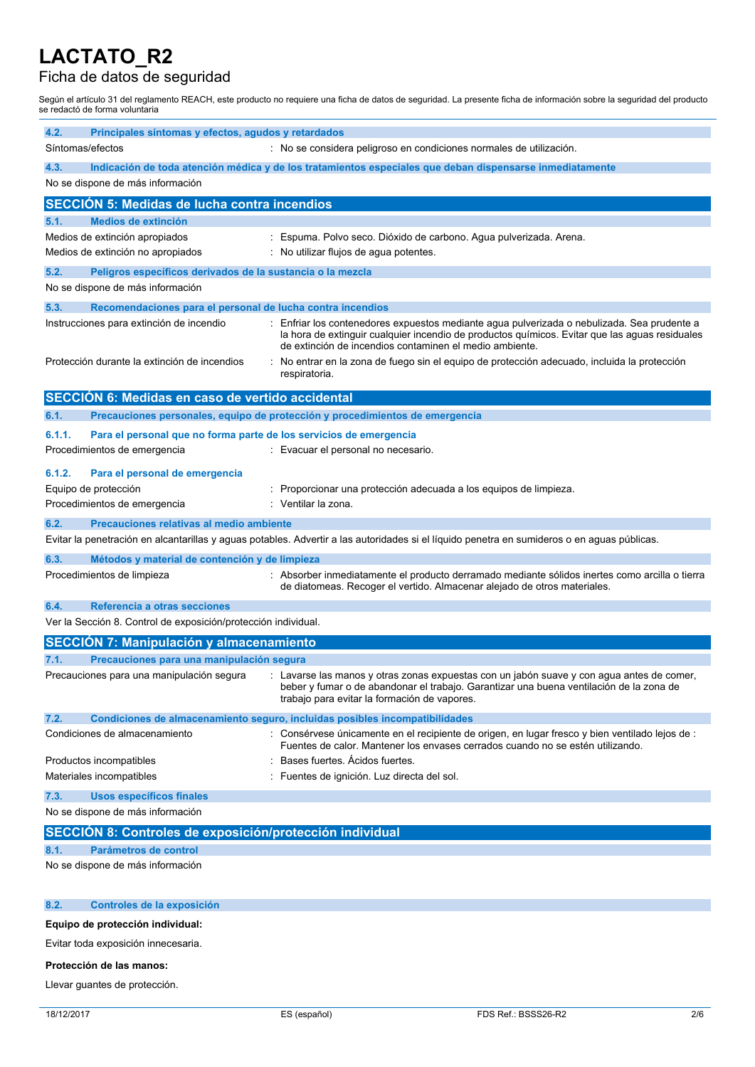# LACTATO_R2

## Ficha de datos de seguridad

Según el artículo 31 del reglamento REACH, este producto no requiere una ficha de datos de seguridad. La presente ficha de información sobre la seguridad del producto se redactó de forma voluntaria

### 4.2. Principales síntomas y efectos, agudos y retardados

Síntomas/efectos : No se considera peligroso en condiciones normales de utilización.

### 4.3. Indicación de toda atención médica y de los tratamientos especiales que deban dispensarse inmediatamente

No se dispone de más información

## SECCIÓN 5: Medidas de lucha contra incendios

### 5.1. Medios de extinción

Medios de extinción apropiados : Espuma. Polvo seco. Dióxido de carbono. Agua pulverizada. Arena.

Medios de extinción no apropiados : No utilizar flujos de agua potentes.

### 5.2. Peligros específicos derivados de la sustancia o la mezcla

No se dispone de más información

### 5.3. Recomendaciones para el personal de lucha contra incendios

Instrucciones para extinción de incendio : Enfriar los contenedores expuestos mediante agua pulverizada o nebulizada. Sea prudente a la hora de extinguir cualquier incendio de productos químicos. Evitar que las aguas residuales de extinción de incendios contaminen el medio ambiente.

Protección durante la extinción de incendios : No entrar en la zona de fuego sin el equipo de protección adecuado, incluida la protección respiratoria.

## SECCIÓN 6: Medidas en caso de vertido accidental

### 6.1. Precauciones personales, equipo de protección y procedimientos de emergencia

#### 6.1.1. Para el personal que no forma parte de los servicios de emergencia

Procedimientos de emergencia : Evacuar el personal no necesario.

#### 6.1.2. Para el personal de emergencia

Equipo de protección : Proporcionar una protección adecuada a los equipos de limpieza.

Procedimientos de emergencia : Ventilar la zona.

### 6.2. Precauciones relativas al medio ambiente

Evitar la penetración en alcantarillas y aguas potables. Advertir a las autoridades si el líquido penetra en sumideros o en aguas públicas.

### 6.3. Métodos y material de contención y de limpieza

Procedimientos de limpieza : Absorber inmediatamente el producto derramado mediante sólidos inertes como arcilla o tierra de diatomeas. Recoger el vertido. Almacenar alejado de otros materiales.

### 6.4. Referencia a otras secciones

Ver la Sección 8. Control de exposición/protección individual.

## SECCIÓN 7: Manipulación y almacenamiento

### 7.1. Precauciones para una manipulación segura

Precauciones para una manipulación segura : Lavarse las manos y otras zonas expuestas con un jabón suave y con agua antes de comer, beber y fumar o de abandonar el trabajo. Garantizar una buena ventilación de la zona de trabajo para evitar la formación de vapores.

### 7.2. Condiciones de almacenamiento seguro, incluidas posibles incompatibilidades

Condiciones de almacenamiento : Consérvese únicamente en el recipiente de origen, en lugar fresco y bien ventilado lejos de : Fuentes de calor. Mantener los envases cerrados cuando no se estén utilizando.

Productos incompatibles : Bases fuertes. Ácidos fuertes.

Materiales incompatibles : Fuentes de ignición. Luz directa del sol.

### 7.3. Usos específicos finales

No se dispone de más información

## SECCIÓN 8: Controles de exposición/protección individual

### 8.1. Parámetros de control

No se dispone de más información

### 8.2. Controles de la exposición

**Equipo de protección individual:**

Evitar toda exposición innecesaria.

**Protección de las manos:**

Llevar guantes de protección.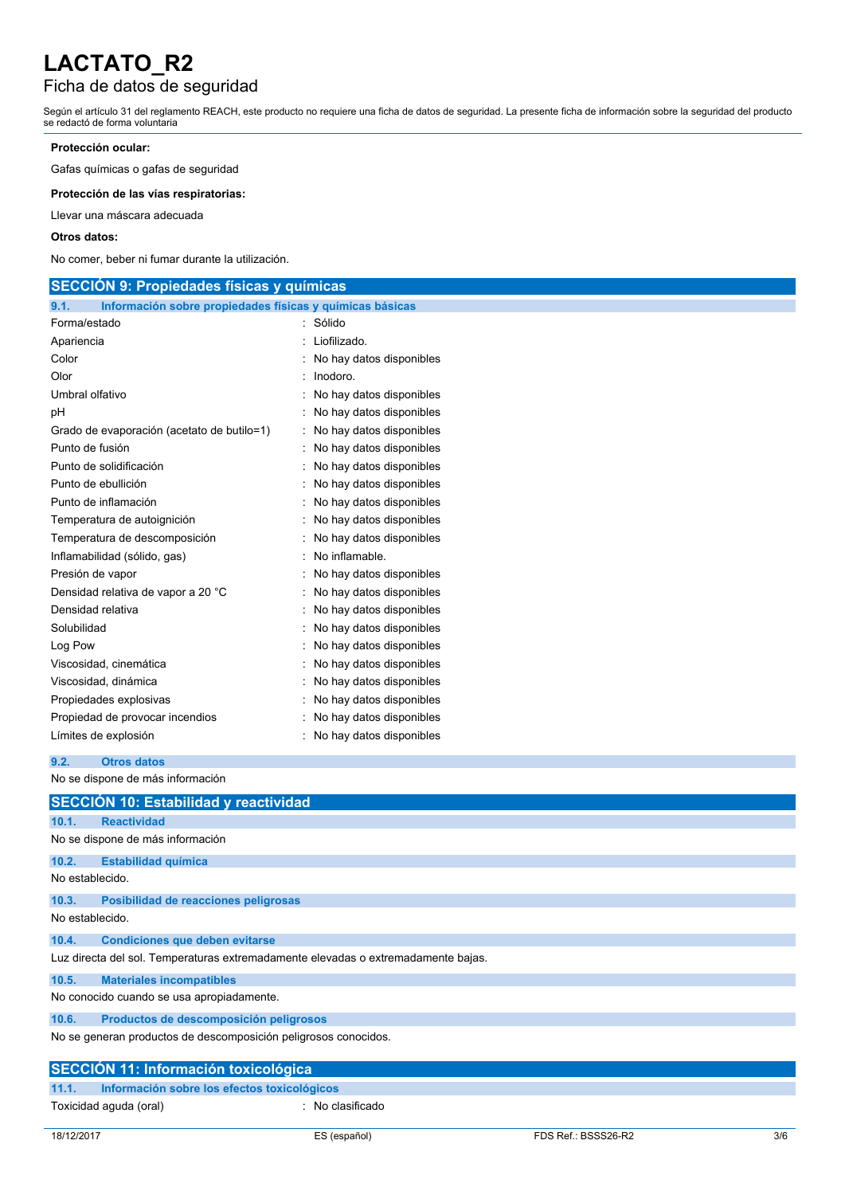**Protección ocular:**

Gafas químicas o gafas de seguridad

**Protección de las vías respiratorias:**

Llevar una máscara adecuada

**Otros datos:**

No comer, beber ni fumar durante la utilización.

## SECCIÓN 9: Propiedades físicas y químicas

### 9.1. Información sobre propiedades físicas y químicas básicas

| | |
|---|---|
| Forma/estado | : Sólido |
| Apariencia | : Liofilizado. |
| Color | : No hay datos disponibles |
| Olor | : Inodoro. |
| Umbral olfativo | : No hay datos disponibles |
| pH | : No hay datos disponibles |
| Grado de evaporación (acetato de butilo=1) | : No hay datos disponibles |
| Punto de fusión | : No hay datos disponibles |
| Punto de solidificación | : No hay datos disponibles |
| Punto de ebullición | : No hay datos disponibles |
| Punto de inflamación | : No hay datos disponibles |
| Temperatura de autoignición | : No hay datos disponibles |
| Temperatura de descomposición | : No hay datos disponibles |
| Inflamabilidad (sólido, gas) | : No inflamable. |
| Presión de vapor | : No hay datos disponibles |
| Densidad relativa de vapor a 20 °C | : No hay datos disponibles |
| Densidad relativa | : No hay datos disponibles |
| Solubilidad | : No hay datos disponibles |
| Log Pow | : No hay datos disponibles |
| Viscosidad, cinemática | : No hay datos disponibles |
| Viscosidad, dinámica | : No hay datos disponibles |
| Propiedades explosivas | : No hay datos disponibles |
| Propiedad de provocar incendios | : No hay datos disponibles |
| Límites de explosión | : No hay datos disponibles |

### 9.2. Otros datos

No se dispone de más información

## SECCIÓN 10: Estabilidad y reactividad

### 10.1. Reactividad

No se dispone de más información

### 10.2. Estabilidad química

No establecido.

### 10.3. Posibilidad de reacciones peligrosas

No establecido.

### 10.4. Condiciones que deben evitarse

Luz directa del sol. Temperaturas extremadamente elevadas o extremadamente bajas.

### 10.5. Materiales incompatibles

No conocido cuando se usa apropiadamente.

### 10.6. Productos de descomposición peligrosos

No se generan productos de descomposición peligrosos conocidos.

## SECCIÓN 11: Información toxicológica

### 11.1. Información sobre los efectos toxicológicos

| | |
|---|---|
| Toxicidad aguda (oral) | : No clasificado |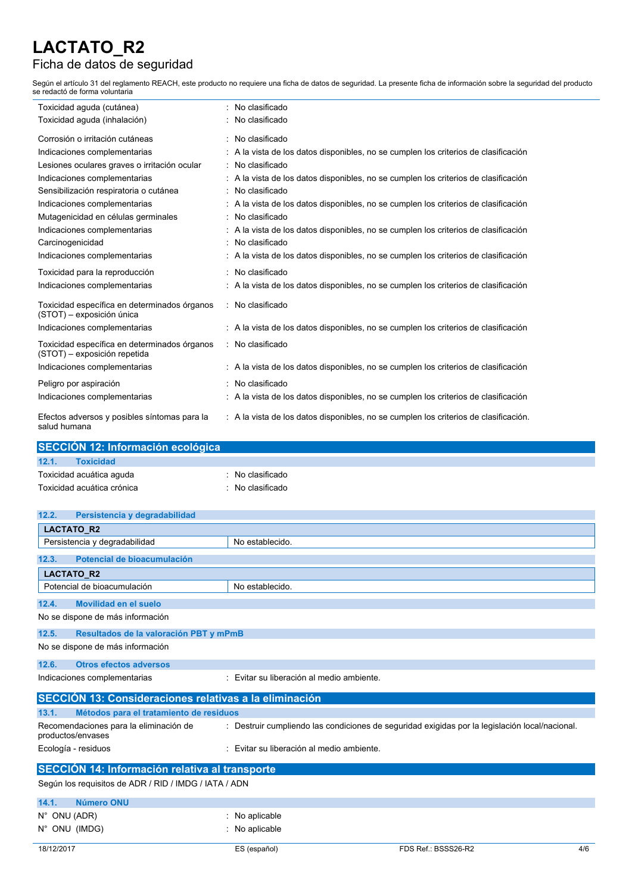Toxicidad aguda (cutánea) : No clasificado

Toxicidad aguda (inhalación) : No clasificado

Corrosión o irritación cutáneas : No clasificado

Indicaciones complementarias : A la vista de los datos disponibles, no se cumplen los criterios de clasificación

Lesiones oculares graves o irritación ocular : No clasificado

Indicaciones complementarias : A la vista de los datos disponibles, no se cumplen los criterios de clasificación

Sensibilización respiratoria o cutánea : No clasificado

Indicaciones complementarias : A la vista de los datos disponibles, no se cumplen los criterios de clasificación

Mutagenicidad en células germinales : No clasificado

Indicaciones complementarias : A la vista de los datos disponibles, no se cumplen los criterios de clasificación

Carcinogenicidad : No clasificado

Indicaciones complementarias : A la vista de los datos disponibles, no se cumplen los criterios de clasificación

Toxicidad para la reproducción : No clasificado

Indicaciones complementarias : A la vista de los datos disponibles, no se cumplen los criterios de clasificación

Toxicidad específica en determinados órganos (STOT) – exposición única : No clasificado

Indicaciones complementarias : A la vista de los datos disponibles, no se cumplen los criterios de clasificación

Toxicidad específica en determinados órganos (STOT) – exposición repetida : No clasificado

Indicaciones complementarias : A la vista de los datos disponibles, no se cumplen los criterios de clasificación

Peligro por aspiración : No clasificado

Indicaciones complementarias : A la vista de los datos disponibles, no se cumplen los criterios de clasificación

Efectos adversos y posibles síntomas para la salud humana : A la vista de los datos disponibles, no se cumplen los criterios de clasificación.

## SECCIÓN 12: Información ecológica

### 12.1. Toxicidad

Toxicidad acuática aguda : No clasificado

Toxicidad acuática crónica : No clasificado

### 12.2. Persistencia y degradabilidad

| LACTATO_R2 | |
|---|---|
| Persistencia y degradabilidad | No establecido. |

### 12.3. Potencial de bioacumulación

| LACTATO_R2 | |
|---|---|
| Potencial de bioacumulación | No establecido. |

### 12.4. Movilidad en el suelo

No se dispone de más información

### 12.5. Resultados de la valoración PBT y mPmB

No se dispone de más información

### 12.6. Otros efectos adversos

Indicaciones complementarias : Evitar su liberación al medio ambiente.

## SECCIÓN 13: Consideraciones relativas a la eliminación

### 13.1. Métodos para el tratamiento de residuos

Recomendaciones para la eliminación de productos/envases : Destruir cumpliendo las condiciones de seguridad exigidas por la legislación local/nacional.

Ecología - residuos : Evitar su liberación al medio ambiente.

## SECCIÓN 14: Información relativa al transporte

Según los requisitos de ADR / RID / IMDG / IATA / ADN

### 14.1. Número ONU

N° ONU (ADR) : No aplicable

N° ONU (IMDG) : No aplicable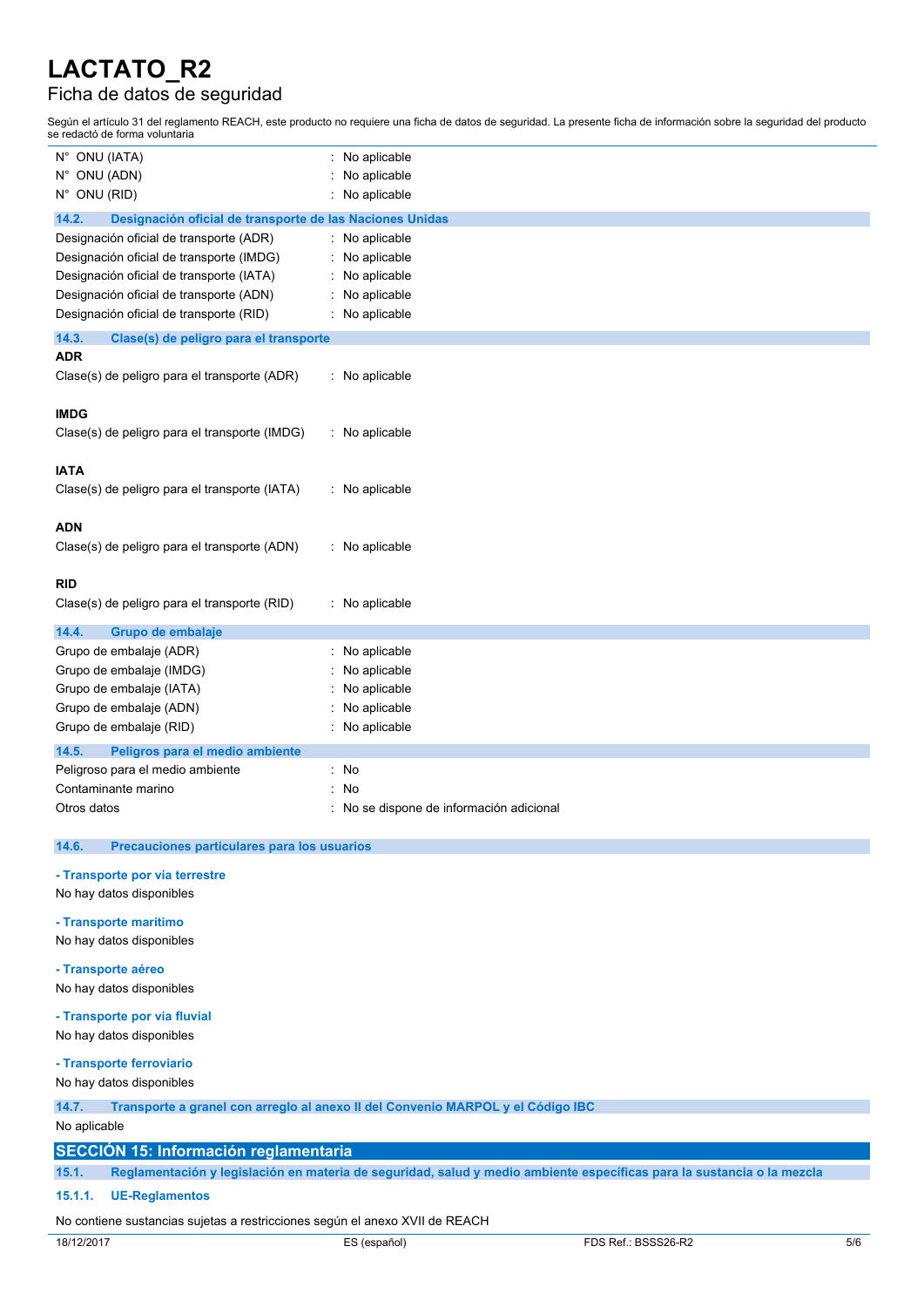N° ONU (IATA) : No aplicable
N° ONU (ADN) : No aplicable
N° ONU (RID) : No aplicable

### 14.2. Designación oficial de transporte de las Naciones Unidas

Designación oficial de transporte (ADR) : No aplicable
Designación oficial de transporte (IMDG) : No aplicable
Designación oficial de transporte (IATA) : No aplicable
Designación oficial de transporte (ADN) : No aplicable
Designación oficial de transporte (RID) : No aplicable

### 14.3. Clase(s) de peligro para el transporte

**ADR**

Clase(s) de peligro para el transporte (ADR) : No aplicable

**IMDG**

Clase(s) de peligro para el transporte (IMDG) : No aplicable

**IATA**

Clase(s) de peligro para el transporte (IATA) : No aplicable

**ADN**

Clase(s) de peligro para el transporte (ADN) : No aplicable

**RID**

Clase(s) de peligro para el transporte (RID) : No aplicable

### 14.4. Grupo de embalaje

Grupo de embalaje (ADR) : No aplicable
Grupo de embalaje (IMDG) : No aplicable
Grupo de embalaje (IATA) : No aplicable
Grupo de embalaje (ADN) : No aplicable
Grupo de embalaje (RID) : No aplicable

### 14.5. Peligros para el medio ambiente

Peligroso para el medio ambiente : No
Contaminante marino : No
Otros datos : No se dispone de información adicional

### 14.6. Precauciones particulares para los usuarios

**- Transporte por vía terrestre**

No hay datos disponibles

**- Transporte marítimo**

No hay datos disponibles

**- Transporte aéreo**

No hay datos disponibles

**- Transporte por vía fluvial**

No hay datos disponibles

**- Transporte ferroviario**

No hay datos disponibles

### 14.7. Transporte a granel con arreglo al anexo II del Convenio MARPOL y el Código IBC

No aplicable

## SECCIÓN 15: Información reglamentaria

### 15.1. Reglamentación y legislación en materia de seguridad, salud y medio ambiente específicas para la sustancia o la mezcla

#### 15.1.1. UE-Reglamentos

No contiene sustancias sujetas a restricciones según el anexo XVII de REACH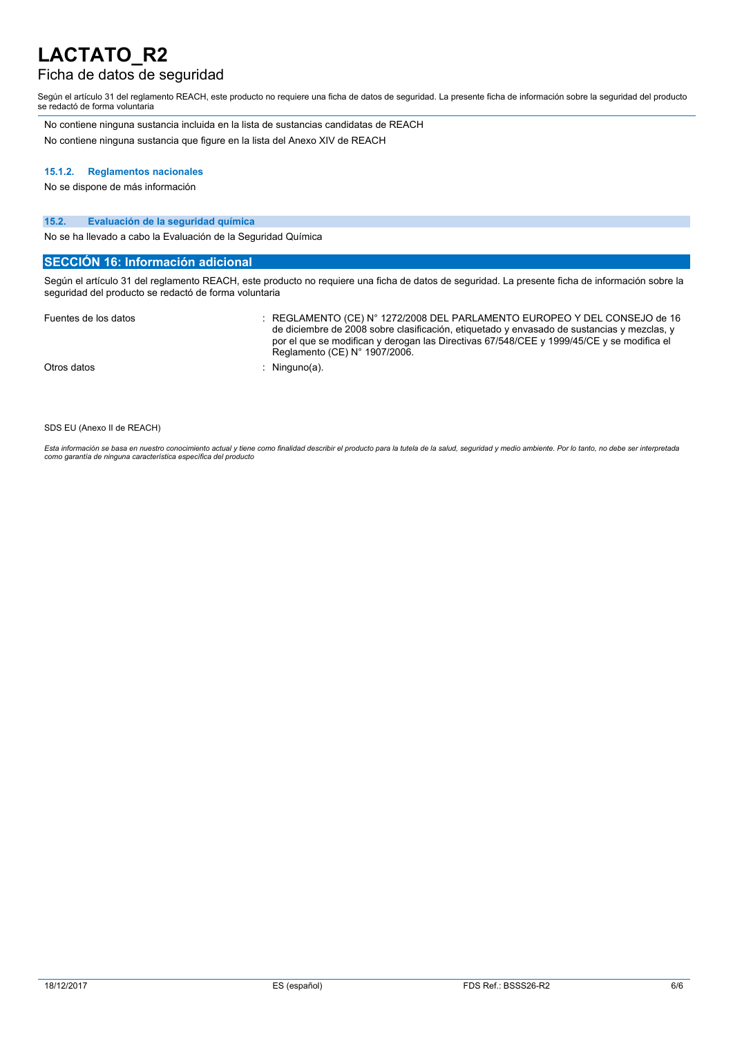No contiene ninguna sustancia incluida en la lista de sustancias candidatas de REACH

No contiene ninguna sustancia que figure en la lista del Anexo XIV de REACH

#### 15.1.2. Reglamentos nacionales

No se dispone de más información

### 15.2. Evaluación de la seguridad química

No se ha llevado a cabo la Evaluación de la Seguridad Química

## SECCIÓN 16: Información adicional

Según el artículo 31 del reglamento REACH, este producto no requiere una ficha de datos de seguridad. La presente ficha de información sobre la seguridad del producto se redactó de forma voluntaria

| | |
|---|---|
| Fuentes de los datos | : REGLAMENTO (CE) N° 1272/2008 DEL PARLAMENTO EUROPEO Y DEL CONSEJO de 16 de diciembre de 2008 sobre clasificación, etiquetado y envasado de sustancias y mezclas, y por el que se modifican y derogan las Directivas 67/548/CEE y 1999/45/CE y se modifica el Reglamento (CE) N° 1907/2006. |
| Otros datos | : Ninguno(a). |

SDS EU (Anexo II de REACH)

*Esta información se basa en nuestro conocimiento actual y tiene como finalidad describir el producto para la tutela de la salud, seguridad y medio ambiente. Por lo tanto, no debe ser interpretada como garantía de ninguna característica específica del producto*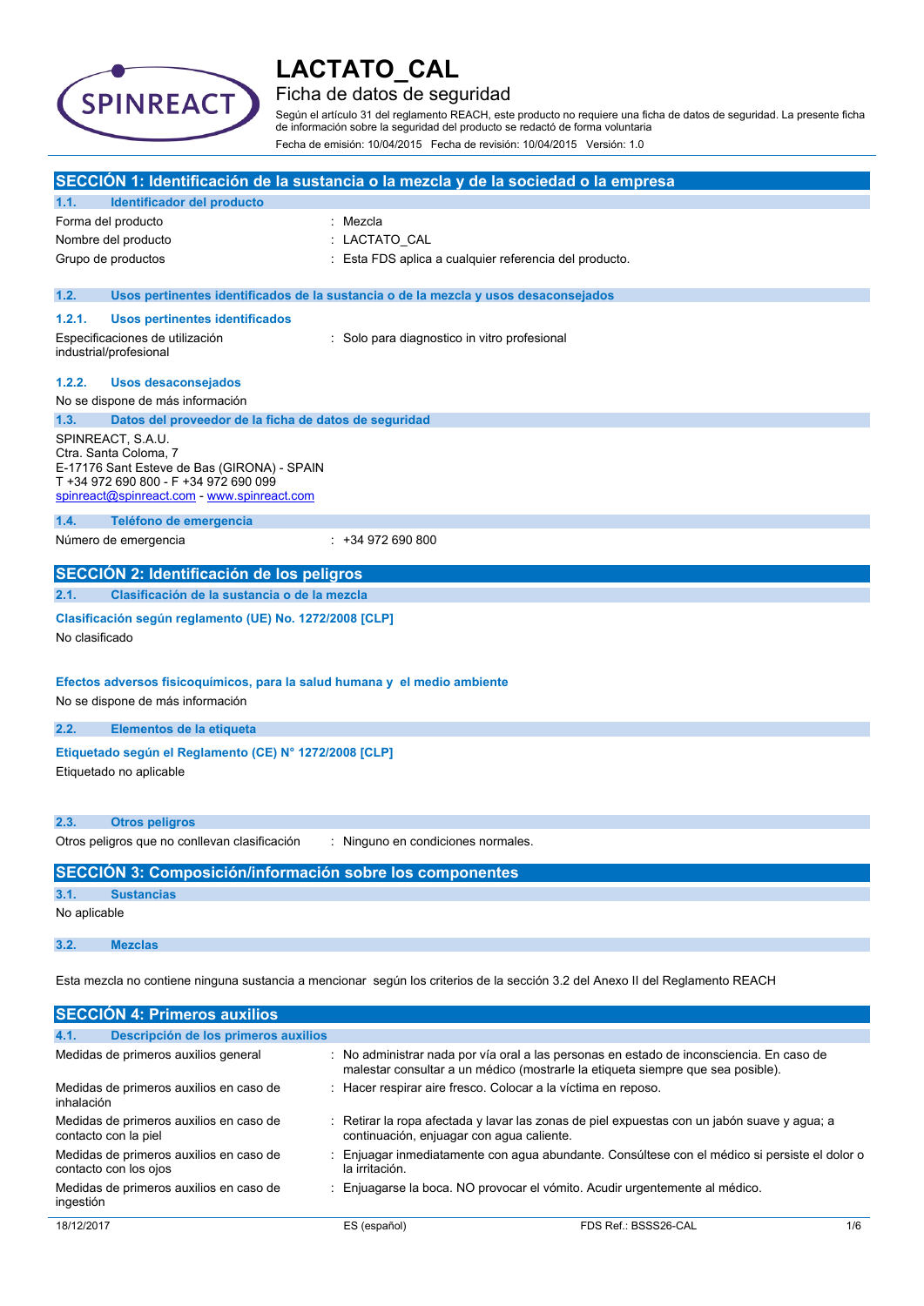# LACTATO_CAL

## Ficha de datos de seguridad

Según el artículo 31 del reglamento REACH, este producto no requiere una ficha de datos de seguridad. La presente ficha de información sobre la seguridad del producto se redactó de forma voluntaria

Fecha de emisión: 10/04/2015 Fecha de revisión: 10/04/2015 Versión: 1.0

## SECCIÓN 1: Identificación de la sustancia o la mezcla y de la sociedad o la empresa

### 1.1. Identificador del producto

| | |
|---|---|
| Forma del producto | : Mezcla |
| Nombre del producto | : LACTATO_CAL |
| Grupo de productos | : Esta FDS aplica a cualquier referencia del producto. |

### 1.2. Usos pertinentes identificados de la sustancia o de la mezcla y usos desaconsejados

#### 1.2.1. Usos pertinentes identificados

| | |
|---|---|
| Especificaciones de utilización industrial/profesional | : Solo para diagnostico in vitro profesional |

#### 1.2.2. Usos desaconsejados

No se dispone de más información

### 1.3. Datos del proveedor de la ficha de datos de seguridad

SPINREACT, S.A.U.
Ctra. Santa Coloma, 7
E-17176 Sant Esteve de Bas (GIRONA) - SPAIN
T +34 972 690 800 - F +34 972 690 099
spinreact@spinreact.com - www.spinreact.com

### 1.4. Teléfono de emergencia

| | |
|---|---|
| Número de emergencia | : +34 972 690 800 |

## SECCIÓN 2: Identificación de los peligros

### 2.1. Clasificación de la sustancia o de la mezcla

**Clasificación según reglamento (UE) No. 1272/2008 [CLP]**

No clasificado

**Efectos adversos fisicoquímicos, para la salud humana y el medio ambiente**

No se dispone de más información

### 2.2. Elementos de la etiqueta

**Etiquetado según el Reglamento (CE) N° 1272/2008 [CLP]**

Etiquetado no aplicable

### 2.3. Otros peligros

| | |
|---|---|
| Otros peligros que no conllevan clasificación | : Ninguno en condiciones normales. |

## SECCIÓN 3: Composición/información sobre los componentes

### 3.1. Sustancias

No aplicable

### 3.2. Mezclas

Esta mezcla no contiene ninguna sustancia a mencionar según los criterios de la sección 3.2 del Anexo II del Reglamento REACH

## SECCIÓN 4: Primeros auxilios

### 4.1. Descripción de los primeros auxilios

| | |
|---|---|
| Medidas de primeros auxilios general | : No administrar nada por vía oral a las personas en estado de inconsciencia. En caso de malestar consultar a un médico (mostrarle la etiqueta siempre que sea posible). |
| Medidas de primeros auxilios en caso de inhalación | : Hacer respirar aire fresco. Colocar a la víctima en reposo. |
| Medidas de primeros auxilios en caso de contacto con la piel | : Retirar la ropa afectada y lavar las zonas de piel expuestas con un jabón suave y agua; a continuación, enjuagar con agua caliente. |
| Medidas de primeros auxilios en caso de contacto con los ojos | : Enjuagar inmediatamente con agua abundante. Consúltese con el médico si persiste el dolor o la irritación. |
| Medidas de primeros auxilios en caso de ingestión | : Enjuagarse la boca. NO provocar el vómito. Acudir urgentemente al médico. |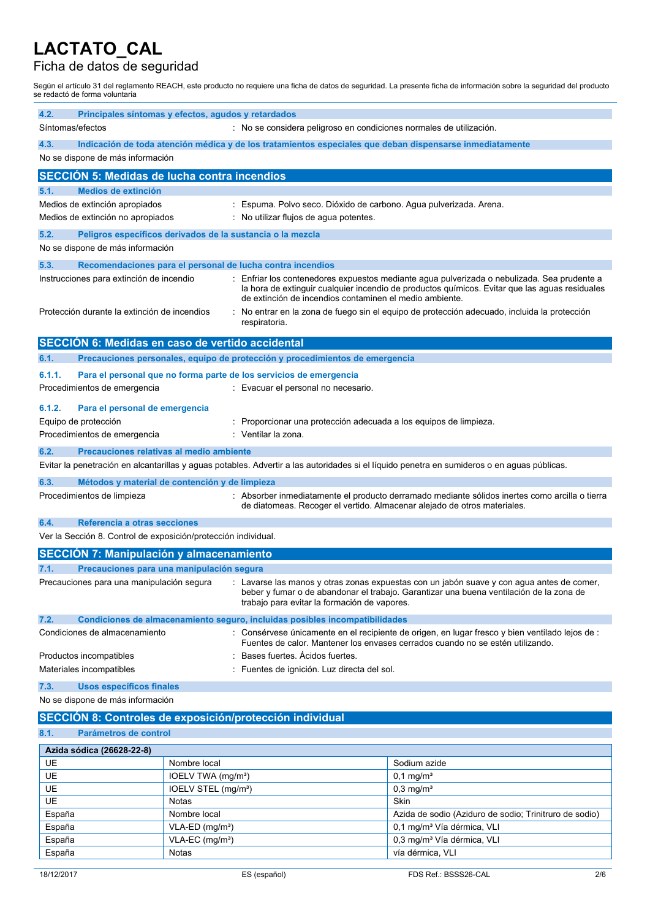# LACTATO_CAL

## Ficha de datos de seguridad

Según el artículo 31 del reglamento REACH, este producto no requiere una ficha de datos de seguridad. La presente ficha de información sobre la seguridad del producto se redactó de forma voluntaria

### 4.2. Principales síntomas y efectos, agudos y retardados

Síntomas/efectos : No se considera peligroso en condiciones normales de utilización.

### 4.3. Indicación de toda atención médica y de los tratamientos especiales que deban dispensarse inmediatamente

No se dispone de más información

## SECCIÓN 5: Medidas de lucha contra incendios

### 5.1. Medios de extinción

Medios de extinción apropiados : Espuma. Polvo seco. Dióxido de carbono. Agua pulverizada. Arena.

Medios de extinción no apropiados : No utilizar flujos de agua potentes.

### 5.2. Peligros específicos derivados de la sustancia o la mezcla

No se dispone de más información

### 5.3. Recomendaciones para el personal de lucha contra incendios

Instrucciones para extinción de incendio : Enfriar los contenedores expuestos mediante agua pulverizada o nebulizada. Sea prudente a la hora de extinguir cualquier incendio de productos químicos. Evitar que las aguas residuales de extinción de incendios contaminen el medio ambiente.

Protección durante la extinción de incendios : No entrar en la zona de fuego sin el equipo de protección adecuado, incluida la protección respiratoria.

## SECCIÓN 6: Medidas en caso de vertido accidental

### 6.1. Precauciones personales, equipo de protección y procedimientos de emergencia

#### 6.1.1. Para el personal que no forma parte de los servicios de emergencia

Procedimientos de emergencia : Evacuar el personal no necesario.

#### 6.1.2. Para el personal de emergencia

Equipo de protección : Proporcionar una protección adecuada a los equipos de limpieza.

Procedimientos de emergencia : Ventilar la zona.

### 6.2. Precauciones relativas al medio ambiente

Evitar la penetración en alcantarillas y aguas potables. Advertir a las autoridades si el líquido penetra en sumideros o en aguas públicas.

### 6.3. Métodos y material de contención y de limpieza

Procedimientos de limpieza : Absorber inmediatamente el producto derramado mediante sólidos inertes como arcilla o tierra de diatomeas. Recoger el vertido. Almacenar alejado de otros materiales.

### 6.4. Referencia a otras secciones

Ver la Sección 8. Control de exposición/protección individual.

## SECCIÓN 7: Manipulación y almacenamiento

### 7.1. Precauciones para una manipulación segura

Precauciones para una manipulación segura : Lavarse las manos y otras zonas expuestas con un jabón suave y con agua antes de comer, beber y fumar o de abandonar el trabajo. Garantizar una buena ventilación de la zona de trabajo para evitar la formación de vapores.

### 7.2. Condiciones de almacenamiento seguro, incluidas posibles incompatibilidades

Condiciones de almacenamiento : Consérvese únicamente en el recipiente de origen, en lugar fresco y bien ventilado lejos de : Fuentes de calor. Mantener los envases cerrados cuando no se estén utilizando.

Productos incompatibles : Bases fuertes. Ácidos fuertes.

Materiales incompatibles : Fuentes de ignición. Luz directa del sol.

### 7.3. Usos específicos finales

No se dispone de más información

## SECCIÓN 8: Controles de exposición/protección individual

### 8.1. Parámetros de control

| Azida sódica (26628-22-8) | | |
|---|---|---|
| UE | Nombre local | Sodium azide |
| UE | IOELV TWA (mg/m³) | 0,1 mg/m³ |
| UE | IOELV STEL (mg/m³) | 0,3 mg/m³ |
| UE | Notas | Skin |
| España | Nombre local | Azida de sodio (Aziduro de sodio; Trinitruro de sodio) |
| España | VLA-ED (mg/m³) | 0,1 mg/m³ Vía dérmica, VLI |
| España | VLA-EC (mg/m³) | 0,3 mg/m³ Vía dérmica, VLI |
| España | Notas | vía dérmica, VLI |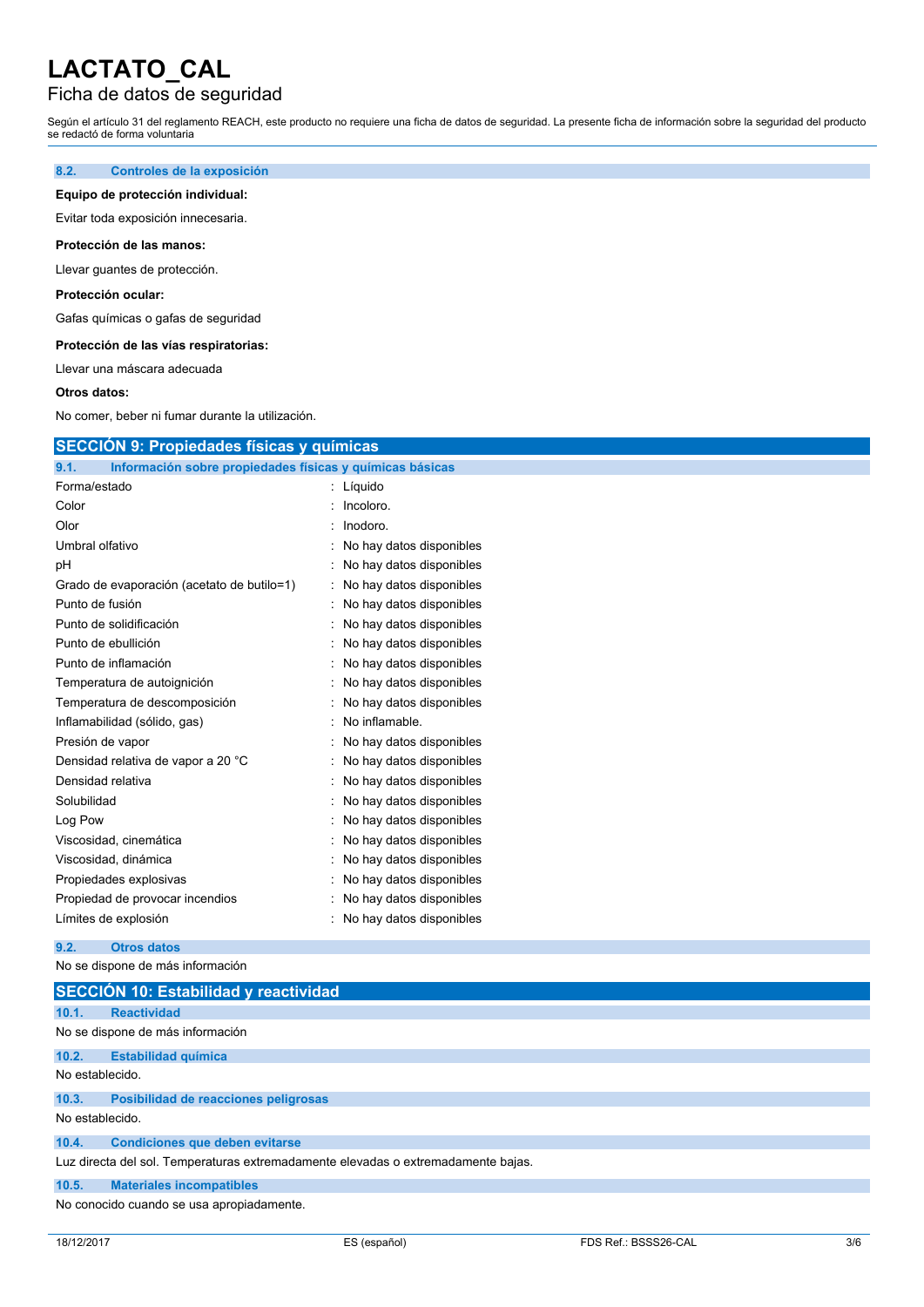### 8.2. Controles de la exposición

**Equipo de protección individual:**

Evitar toda exposición innecesaria.

**Protección de las manos:**

Llevar guantes de protección.

**Protección ocular:**

Gafas químicas o gafas de seguridad

**Protección de las vías respiratorias:**

Llevar una máscara adecuada

**Otros datos:**

No comer, beber ni fumar durante la utilización.

## SECCIÓN 9: Propiedades físicas y químicas

### 9.1. Información sobre propiedades físicas y químicas básicas

| | |
|---|---|
| Forma/estado | : Líquido |
| Color | : Incoloro. |
| Olor | : Inodoro. |
| Umbral olfativo | : No hay datos disponibles |
| pH | : No hay datos disponibles |
| Grado de evaporación (acetato de butilo=1) | : No hay datos disponibles |
| Punto de fusión | : No hay datos disponibles |
| Punto de solidificación | : No hay datos disponibles |
| Punto de ebullición | : No hay datos disponibles |
| Punto de inflamación | : No hay datos disponibles |
| Temperatura de autoignición | : No hay datos disponibles |
| Temperatura de descomposición | : No hay datos disponibles |
| Inflamabilidad (sólido, gas) | : No inflamable. |
| Presión de vapor | : No hay datos disponibles |
| Densidad relativa de vapor a 20 °C | : No hay datos disponibles |
| Densidad relativa | : No hay datos disponibles |
| Solubilidad | : No hay datos disponibles |
| Log Pow | : No hay datos disponibles |
| Viscosidad, cinemática | : No hay datos disponibles |
| Viscosidad, dinámica | : No hay datos disponibles |
| Propiedades explosivas | : No hay datos disponibles |
| Propiedad de provocar incendios | : No hay datos disponibles |
| Límites de explosión | : No hay datos disponibles |

### 9.2. Otros datos

No se dispone de más información

## SECCIÓN 10: Estabilidad y reactividad

### 10.1. Reactividad

No se dispone de más información

### 10.2. Estabilidad química

No establecido.

### 10.3. Posibilidad de reacciones peligrosas

No establecido.

### 10.4. Condiciones que deben evitarse

Luz directa del sol. Temperaturas extremadamente elevadas o extremadamente bajas.

### 10.5. Materiales incompatibles

No conocido cuando se usa apropiadamente.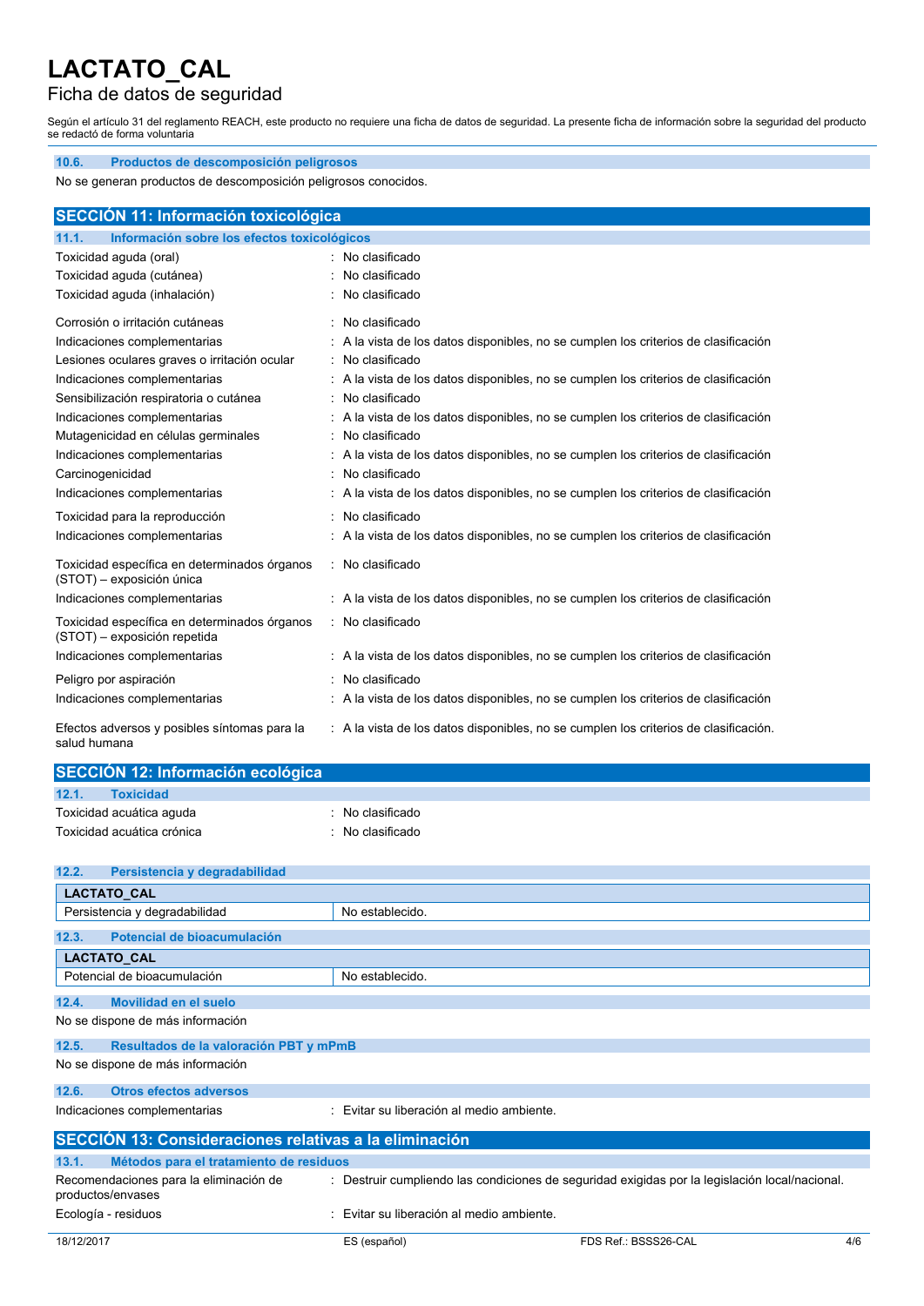### 10.6. Productos de descomposición peligrosos

No se generan productos de descomposición peligrosos conocidos.

## SECCIÓN 11: Información toxicológica

### 11.1. Información sobre los efectos toxicológicos

| | |
|---|---|
| Toxicidad aguda (oral) | : No clasificado |
| Toxicidad aguda (cutánea) | : No clasificado |
| Toxicidad aguda (inhalación) | : No clasificado |
| Corrosión o irritación cutáneas | : No clasificado |
| Indicaciones complementarias | : A la vista de los datos disponibles, no se cumplen los criterios de clasificación |
| Lesiones oculares graves o irritación ocular | : No clasificado |
| Indicaciones complementarias | : A la vista de los datos disponibles, no se cumplen los criterios de clasificación |
| Sensibilización respiratoria o cutánea | : No clasificado |
| Indicaciones complementarias | : A la vista de los datos disponibles, no se cumplen los criterios de clasificación |
| Mutagenicidad en células germinales | : No clasificado |
| Indicaciones complementarias | : A la vista de los datos disponibles, no se cumplen los criterios de clasificación |
| Carcinogenicidad | : No clasificado |
| Indicaciones complementarias | : A la vista de los datos disponibles, no se cumplen los criterios de clasificación |
| Toxicidad para la reproducción | : No clasificado |
| Indicaciones complementarias | : A la vista de los datos disponibles, no se cumplen los criterios de clasificación |
| Toxicidad específica en determinados órganos (STOT) – exposición única | : No clasificado |
| Indicaciones complementarias | : A la vista de los datos disponibles, no se cumplen los criterios de clasificación |
| Toxicidad específica en determinados órganos (STOT) – exposición repetida | : No clasificado |
| Indicaciones complementarias | : A la vista de los datos disponibles, no se cumplen los criterios de clasificación |
| Peligro por aspiración | : No clasificado |
| Indicaciones complementarias | : A la vista de los datos disponibles, no se cumplen los criterios de clasificación |
| Efectos adversos y posibles síntomas para la salud humana | : A la vista de los datos disponibles, no se cumplen los criterios de clasificación. |

## SECCIÓN 12: Información ecológica

### 12.1. Toxicidad

| | |
|---|---|
| Toxicidad acuática aguda | : No clasificado |
| Toxicidad acuática crónica | : No clasificado |

### 12.2. Persistencia y degradabilidad

| LACTATO_CAL | |
|---|---|
| Persistencia y degradabilidad | No establecido. |

### 12.3. Potencial de bioacumulación

| LACTATO_CAL | |
|---|---|
| Potencial de bioacumulación | No establecido. |

### 12.4. Movilidad en el suelo

No se dispone de más información

### 12.5. Resultados de la valoración PBT y mPmB

No se dispone de más información

### 12.6. Otros efectos adversos

| | |
|---|---|
| Indicaciones complementarias | : Evitar su liberación al medio ambiente. |

## SECCIÓN 13: Consideraciones relativas a la eliminación

### 13.1. Métodos para el tratamiento de residuos

| | |
|---|---|
| Recomendaciones para la eliminación de productos/envases | : Destruir cumpliendo las condiciones de seguridad exigidas por la legislación local/nacional. |
| Ecología - residuos | : Evitar su liberación al medio ambiente. |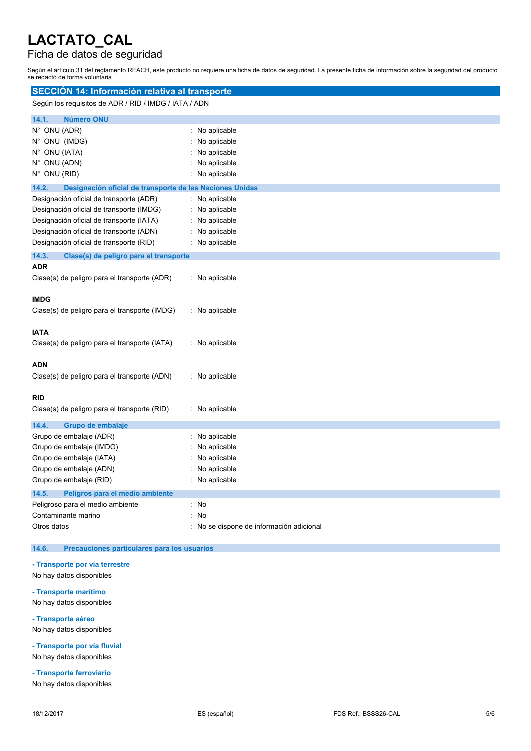# LACTATO_CAL

## Ficha de datos de seguridad

Según el artículo 31 del reglamento REACH, este producto no requiere una ficha de datos de seguridad. La presente ficha de información sobre la seguridad del producto se redactó de forma voluntaria

## SECCIÓN 14: Información relativa al transporte

Según los requisitos de ADR / RID / IMDG / IATA / ADN

### 14.1. Número ONU

N° ONU (ADR) : No aplicable
N° ONU (IMDG) : No aplicable
N° ONU (IATA) : No aplicable
N° ONU (ADN) : No aplicable
N° ONU (RID) : No aplicable

### 14.2. Designación oficial de transporte de las Naciones Unidas

Designación oficial de transporte (ADR) : No aplicable
Designación oficial de transporte (IMDG) : No aplicable
Designación oficial de transporte (IATA) : No aplicable
Designación oficial de transporte (ADN) : No aplicable
Designación oficial de transporte (RID) : No aplicable

### 14.3. Clase(s) de peligro para el transporte

**ADR**

Clase(s) de peligro para el transporte (ADR) : No aplicable

**IMDG**

Clase(s) de peligro para el transporte (IMDG) : No aplicable

**IATA**

Clase(s) de peligro para el transporte (IATA) : No aplicable

**ADN**

Clase(s) de peligro para el transporte (ADN) : No aplicable

**RID**

Clase(s) de peligro para el transporte (RID) : No aplicable

### 14.4. Grupo de embalaje

Grupo de embalaje (ADR) : No aplicable
Grupo de embalaje (IMDG) : No aplicable
Grupo de embalaje (IATA) : No aplicable
Grupo de embalaje (ADN) : No aplicable
Grupo de embalaje (RID) : No aplicable

### 14.5. Peligros para el medio ambiente

Peligroso para el medio ambiente : No
Contaminante marino : No
Otros datos : No se dispone de información adicional

### 14.6. Precauciones particulares para los usuarios

**- Transporte por vía terrestre**

No hay datos disponibles

**- Transporte marítimo**

No hay datos disponibles

**- Transporte aéreo**

No hay datos disponibles

**- Transporte por vía fluvial**

No hay datos disponibles

**- Transporte ferroviario**

No hay datos disponibles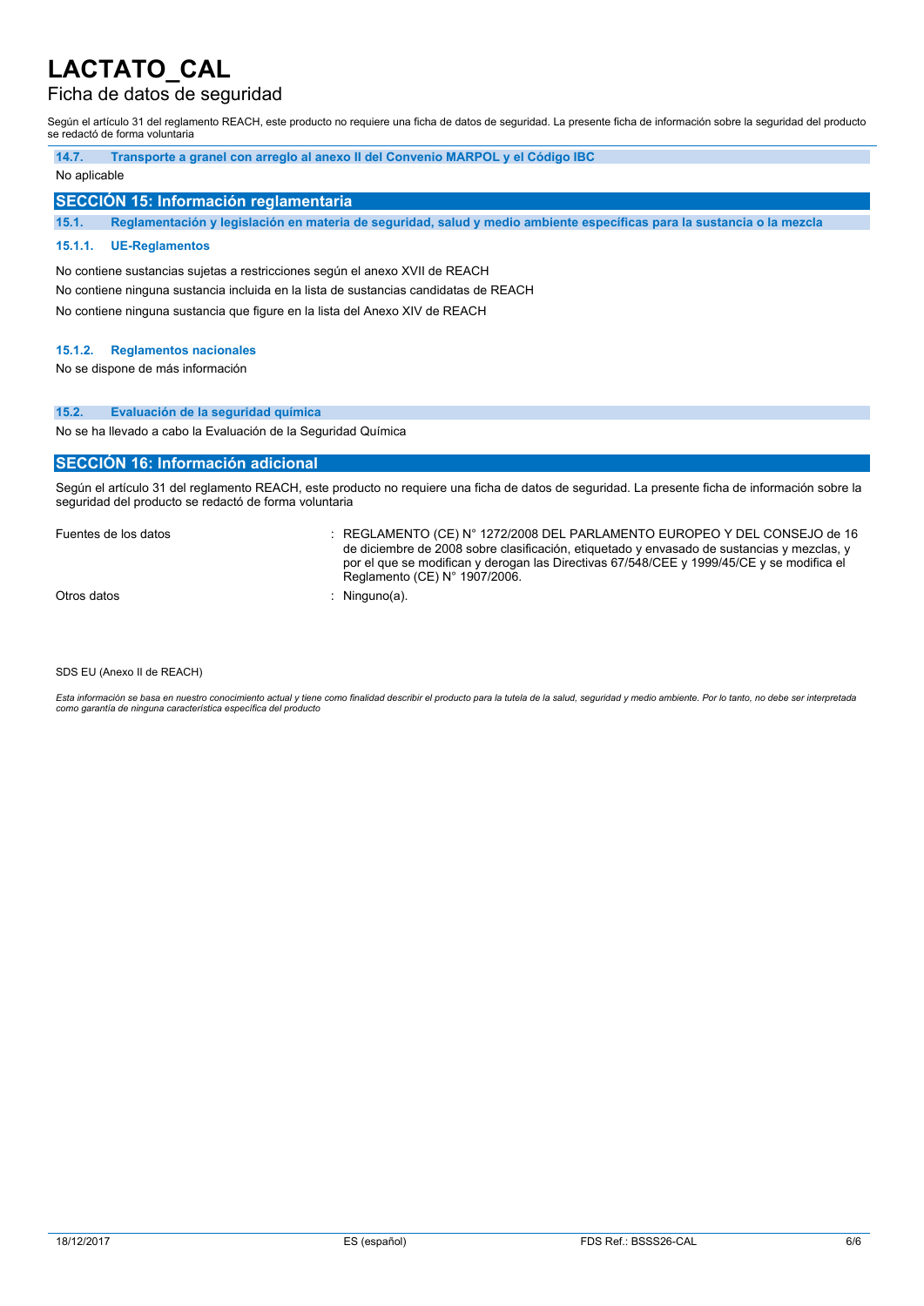### 14.7. Transporte a granel con arreglo al anexo II del Convenio MARPOL y el Código IBC

No aplicable

## SECCIÓN 15: Información reglamentaria

### 15.1. Reglamentación y legislación en materia de seguridad, salud y medio ambiente específicas para la sustancia o la mezcla

#### 15.1.1. UE-Reglamentos

No contiene sustancias sujetas a restricciones según el anexo XVII de REACH

No contiene ninguna sustancia incluida en la lista de sustancias candidatas de REACH

No contiene ninguna sustancia que figure en la lista del Anexo XIV de REACH

#### 15.1.2. Reglamentos nacionales

No se dispone de más información

### 15.2. Evaluación de la seguridad química

No se ha llevado a cabo la Evaluación de la Seguridad Química

## SECCIÓN 16: Información adicional

Según el artículo 31 del reglamento REACH, este producto no requiere una ficha de datos de seguridad. La presente ficha de información sobre la seguridad del producto se redactó de forma voluntaria

| | |
|---|---|
| Fuentes de los datos | : REGLAMENTO (CE) N° 1272/2008 DEL PARLAMENTO EUROPEO Y DEL CONSEJO de 16 de diciembre de 2008 sobre clasificación, etiquetado y envasado de sustancias y mezclas, y por el que se modifican y derogan las Directivas 67/548/CEE y 1999/45/CE y se modifica el Reglamento (CE) N° 1907/2006. |
| Otros datos | : Ninguno(a). |

SDS EU (Anexo II de REACH)

*Esta información se basa en nuestro conocimiento actual y tiene como finalidad describir el producto para la tutela de la salud, seguridad y medio ambiente. Por lo tanto, no debe ser interpretada como garantía de ninguna característica específica del producto*